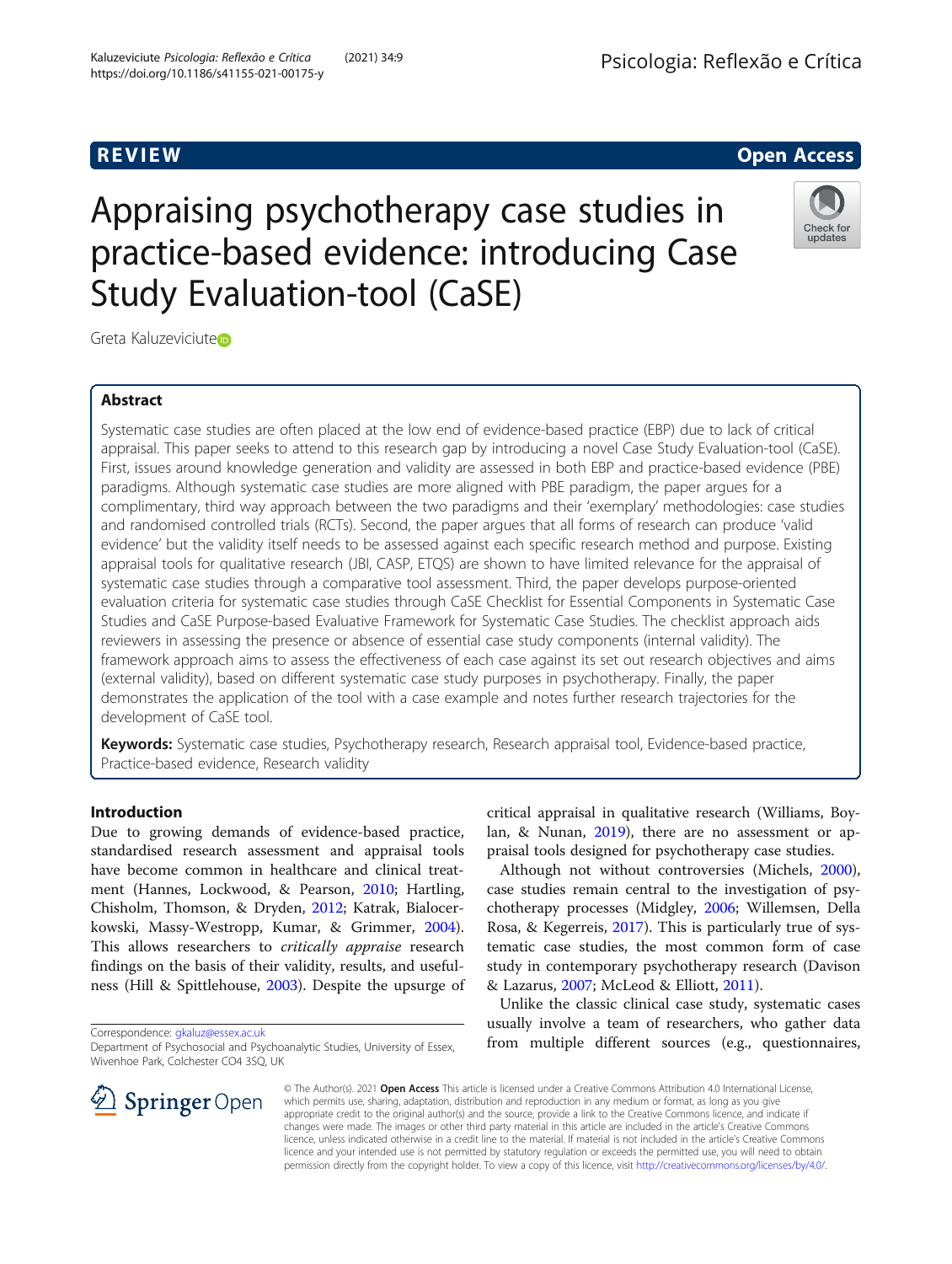REVIEW

Open Access

# Appraising psychotherapy case studies in practice-based evidence: introducing Case Study Evaluation-tool (CaSE)

Greta Kaluzeviciute

## Abstract

Systematic case studies are often placed at the low end of evidence-based practice (EBP) due to lack of critical appraisal. This paper seeks to attend to this research gap by introducing a novel Case Study Evaluation-tool (CaSE). First, issues around knowledge generation and validity are assessed in both EBP and practice-based evidence (PBE) paradigms. Although systematic case studies are more aligned with PBE paradigm, the paper argues for a complimentary, third way approach between the two paradigms and their 'exemplary' methodologies: case studies and randomised controlled trials (RCTs). Second, the paper argues that all forms of research can produce 'valid evidence' but the validity itself needs to be assessed against each specific research method and purpose. Existing appraisal tools for qualitative research (JBI, CASP, ETQS) are shown to have limited relevance for the appraisal of systematic case studies through a comparative tool assessment. Third, the paper develops purpose-oriented evaluation criteria for systematic case studies through CaSE Checklist for Essential Components in Systematic Case Studies and CaSE Purpose-based Evaluative Framework for Systematic Case Studies. The checklist approach aids reviewers in assessing the presence or absence of essential case study components (internal validity). The framework approach aims to assess the effectiveness of each case against its set out research objectives and aims (external validity), based on different systematic case study purposes in psychotherapy. Finally, the paper demonstrates the application of the tool with a case example and notes further research trajectories for the development of CaSE tool.

**Keywords:** Systematic case studies, Psychotherapy research, Research appraisal tool, Evidence-based practice, Practice-based evidence, Research validity

## Introduction

Due to growing demands of evidence-based practice, standardised research assessment and appraisal tools have become common in healthcare and clinical treatment (Hannes, Lockwood, & Pearson, 2010; Hartling, Chisholm, Thomson, & Dryden, 2012; Katrak, Bialocerkowski, Massy-Westropp, Kumar, & Grimmer, 2004). This allows researchers to *critically appraise* research findings on the basis of their validity, results, and usefulness (Hill & Spittlehouse, 2003). Despite the upsurge of critical appraisal in qualitative research (Williams, Boylan, & Nunan, 2019), there are no assessment or appraisal tools designed for psychotherapy case studies.

Although not without controversies (Michels, 2000), case studies remain central to the investigation of psychotherapy processes (Midgley, 2006; Willemsen, Della Rosa, & Kegerreis, 2017). This is particularly true of systematic case studies, the most common form of case study in contemporary psychotherapy research (Davison & Lazarus, 2007; McLeod & Elliott, 2011).

Unlike the classic clinical case study, systematic cases usually involve a team of researchers, who gather data from multiple different sources (e.g., questionnaires,

Correspondence: gkaluz@essex.ac.uk
Department of Psychosocial and Psychoanalytic Studies, University of Essex, Wivenhoe Park, Colchester CO4 3SQ, UK

© The Author(s). 2021 **Open Access** This article is licensed under a Creative Commons Attribution 4.0 International License, which permits use, sharing, adaptation, distribution and reproduction in any medium or format, as long as you give appropriate credit to the original author(s) and the source, provide a link to the Creative Commons licence, and indicate if changes were made. The images or other third party material in this article are included in the article's Creative Commons licence, unless indicated otherwise in a credit line to the material. If material is not included in the article's Creative Commons licence and your intended use is not permitted by statutory regulation or exceeds the permitted use, you will need to obtain permission directly from the copyright holder. To view a copy of this licence, visit http://creativecommons.org/licenses/by/4.0/.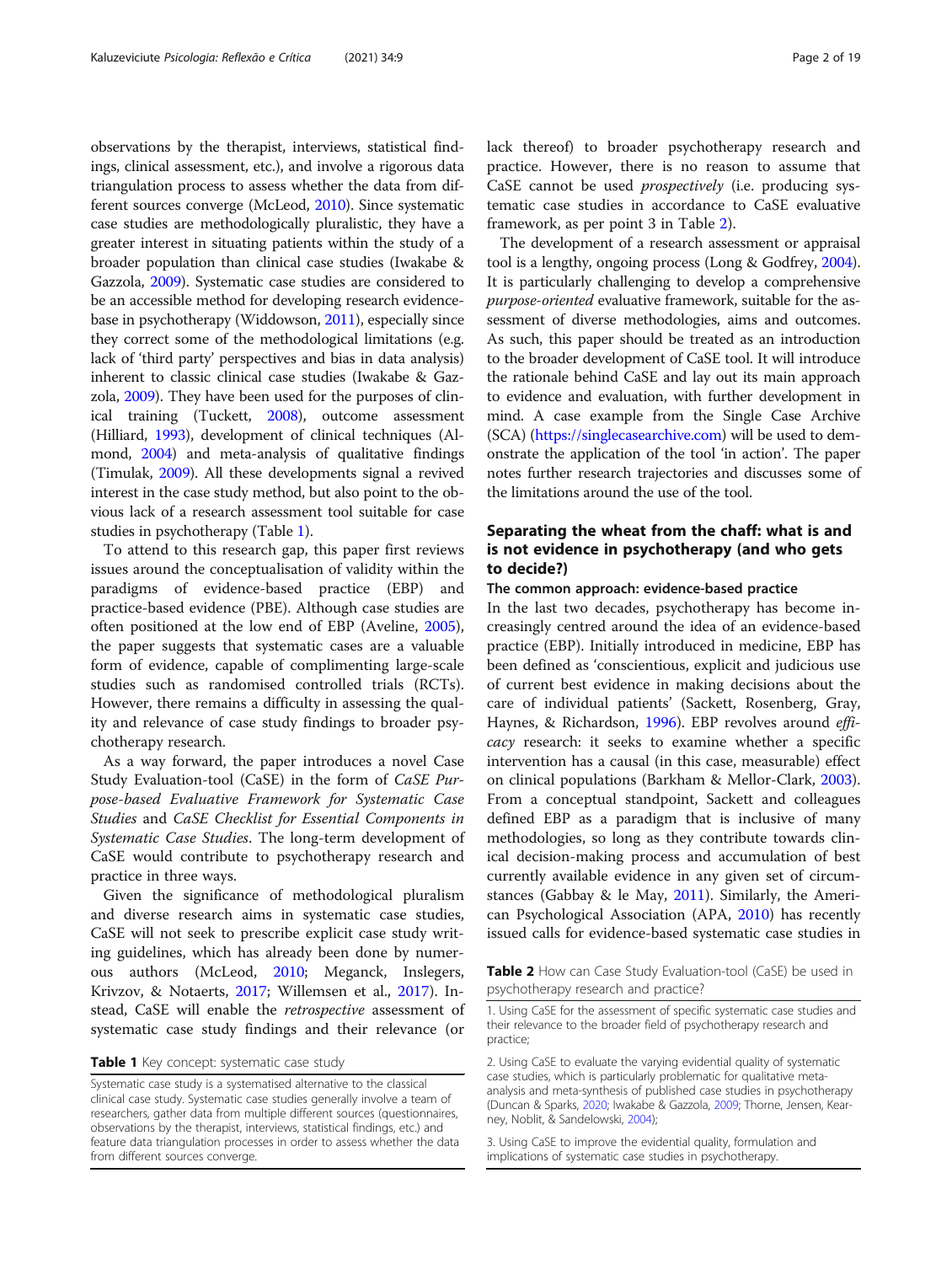observations by the therapist, interviews, statistical findings, clinical assessment, etc.), and involve a rigorous data triangulation process to assess whether the data from different sources converge (McLeod, 2010). Since systematic case studies are methodologically pluralistic, they have a greater interest in situating patients within the study of a broader population than clinical case studies (Iwakabe & Gazzola, 2009). Systematic case studies are considered to be an accessible method for developing research evidence-base in psychotherapy (Widdowson, 2011), especially since they correct some of the methodological limitations (e.g. lack of 'third party' perspectives and bias in data analysis) inherent to classic clinical case studies (Iwakabe & Gazzola, 2009). They have been used for the purposes of clinical training (Tuckett, 2008), outcome assessment (Hilliard, 1993), development of clinical techniques (Almond, 2004) and meta-analysis of qualitative findings (Timulak, 2009). All these developments signal a revived interest in the case study method, but also point to the obvious lack of a research assessment tool suitable for case studies in psychotherapy (Table 1).

To attend to this research gap, this paper first reviews issues around the conceptualisation of validity within the paradigms of evidence-based practice (EBP) and practice-based evidence (PBE). Although case studies are often positioned at the low end of EBP (Aveline, 2005), the paper suggests that systematic cases are a valuable form of evidence, capable of complimenting large-scale studies such as randomised controlled trials (RCTs). However, there remains a difficulty in assessing the quality and relevance of case study findings to broader psychotherapy research.

As a way forward, the paper introduces a novel Case Study Evaluation-tool (CaSE) in the form of *CaSE Purpose-based Evaluative Framework for Systematic Case Studies* and *CaSE Checklist for Essential Components in Systematic Case Studies*. The long-term development of CaSE would contribute to psychotherapy research and practice in three ways.

Given the significance of methodological pluralism and diverse research aims in systematic case studies, CaSE will not seek to prescribe explicit case study writing guidelines, which has already been done by numerous authors (McLeod, 2010; Meganck, Inslegers, Krivzov, & Notaerts, 2017; Willemsen et al., 2017). Instead, CaSE will enable the *retrospective* assessment of systematic case study findings and their relevance (or lack thereof) to broader psychotherapy research and practice. However, there is no reason to assume that CaSE cannot be used *prospectively* (i.e. producing systematic case studies in accordance to CaSE evaluative framework, as per point 3 in Table 2).

**Table 1** Key concept: systematic case study

| Systematic case study is a systematised alternative to the classical clinical case study. Systematic case studies generally involve a team of researchers, gather data from multiple different sources (questionnaires, observations by the therapist, interviews, statistical findings, etc.) and feature data triangulation processes in order to assess whether the data from different sources converge. |
|---|

The development of a research assessment or appraisal tool is a lengthy, ongoing process (Long & Godfrey, 2004). It is particularly challenging to develop a comprehensive *purpose-oriented* evaluative framework, suitable for the assessment of diverse methodologies, aims and outcomes. As such, this paper should be treated as an introduction to the broader development of CaSE tool. It will introduce the rationale behind CaSE and lay out its main approach to evidence and evaluation, with further development in mind. A case example from the Single Case Archive (SCA) (https://singlecasearchive.com) will be used to demonstrate the application of the tool 'in action'. The paper notes further research trajectories and discusses some of the limitations around the use of the tool.

## Separating the wheat from the chaff: what is and is not evidence in psychotherapy (and who gets to decide?)

### The common approach: evidence-based practice

In the last two decades, psychotherapy has become increasingly centred around the idea of an evidence-based practice (EBP). Initially introduced in medicine, EBP has been defined as 'conscientious, explicit and judicious use of current best evidence in making decisions about the care of individual patients' (Sackett, Rosenberg, Gray, Haynes, & Richardson, 1996). EBP revolves around *efficacy* research: it seeks to examine whether a specific intervention has a causal (in this case, measurable) effect on clinical populations (Barkham & Mellor-Clark, 2003). From a conceptual standpoint, Sackett and colleagues defined EBP as a paradigm that is inclusive of many methodologies, so long as they contribute towards clinical decision-making process and accumulation of best currently available evidence in any given set of circumstances (Gabbay & le May, 2011). Similarly, the American Psychological Association (APA, 2010) has recently issued calls for evidence-based systematic case studies in

**Table 2** How can Case Study Evaluation-tool (CaSE) be used in psychotherapy research and practice?

| |
|---|
| 1. Using CaSE for the assessment of specific systematic case studies and their relevance to the broader field of psychotherapy research and practice; |
| 2. Using CaSE to evaluate the varying evidential quality of systematic case studies, which is particularly problematic for qualitative meta-analysis and meta-synthesis of published case studies in psychotherapy (Duncan & Sparks, 2020; Iwakabe & Gazzola, 2009; Thorne, Jensen, Kearney, Noblit, & Sandelowski, 2004); |
| 3. Using CaSE to improve the evidential quality, formulation and implications of systematic case studies in psychotherapy. |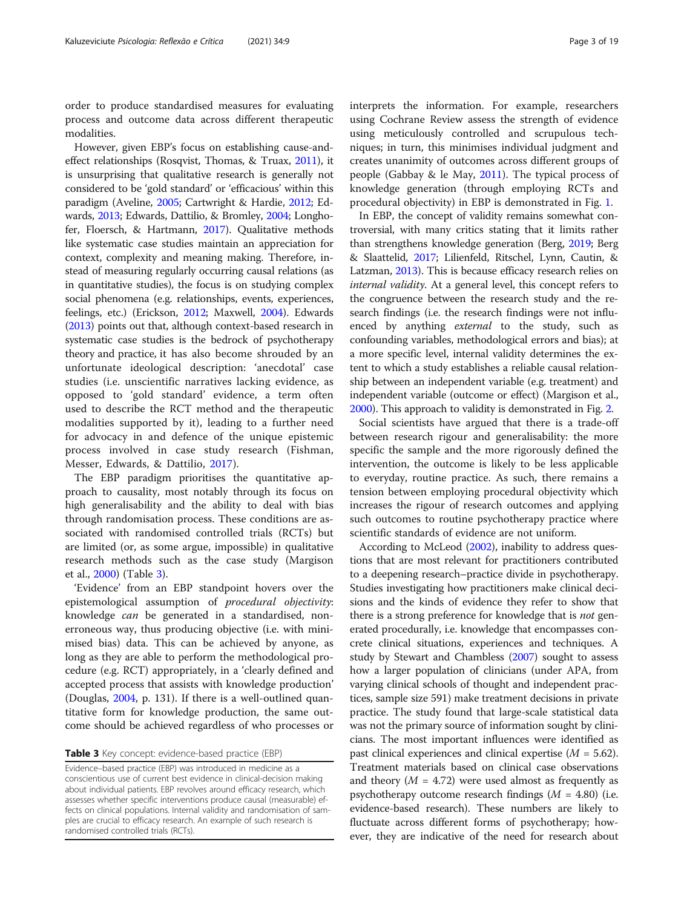order to produce standardised measures for evaluating process and outcome data across different therapeutic modalities.

However, given EBP's focus on establishing cause-and-effect relationships (Rosqvist, Thomas, & Truax, 2011), it is unsurprising that qualitative research is generally not considered to be 'gold standard' or 'efficacious' within this paradigm (Aveline, 2005; Cartwright & Hardie, 2012; Edwards, 2013; Edwards, Dattilio, & Bromley, 2004; Longhofer, Floersch, & Hartmann, 2017). Qualitative methods like systematic case studies maintain an appreciation for context, complexity and meaning making. Therefore, instead of measuring regularly occurring causal relations (as in quantitative studies), the focus is on studying complex social phenomena (e.g. relationships, events, experiences, feelings, etc.) (Erickson, 2012; Maxwell, 2004). Edwards (2013) points out that, although context-based research in systematic case studies is the bedrock of psychotherapy theory and practice, it has also become shrouded by an unfortunate ideological description: 'anecdotal' case studies (i.e. unscientific narratives lacking evidence, as opposed to 'gold standard' evidence, a term often used to describe the RCT method and the therapeutic modalities supported by it), leading to a further need for advocacy in and defence of the unique epistemic process involved in case study research (Fishman, Messer, Edwards, & Dattilio, 2017).

The EBP paradigm prioritises the quantitative approach to causality, most notably through its focus on high generalisability and the ability to deal with bias through randomisation process. These conditions are associated with randomised controlled trials (RCTs) but are limited (or, as some argue, impossible) in qualitative research methods such as the case study (Margison et al., 2000) (Table 3).

'Evidence' from an EBP standpoint hovers over the epistemological assumption of *procedural objectivity*: knowledge *can* be generated in a standardised, non-erroneous way, thus producing objective (i.e. with minimised bias) data. This can be achieved by anyone, as long as they are able to perform the methodological procedure (e.g. RCT) appropriately, in a 'clearly defined and accepted process that assists with knowledge production' (Douglas, 2004, p. 131). If there is a well-outlined quantitative form for knowledge production, the same outcome should be achieved regardless of who processes or interprets the information. For example, researchers using Cochrane Review assess the strength of evidence using meticulously controlled and scrupulous techniques; in turn, this minimises individual judgment and creates unanimity of outcomes across different groups of people (Gabbay & le May, 2011). The typical process of knowledge generation (through employing RCTs and procedural objectivity) in EBP is demonstrated in Fig. 1.

**Table 3** Key concept: evidence-based practice (EBP)

| Evidence–based practice (EBP) was introduced in medicine as a conscientious use of current best evidence in clinical-decision making about individual patients. EBP revolves around efficacy research, which assesses whether specific interventions produce causal (measurable) effects on clinical populations. Internal validity and randomisation of samples are crucial to efficacy research. An example of such research is randomised controlled trials (RCTs). |
|---|

In EBP, the concept of validity remains somewhat controversial, with many critics stating that it limits rather than strengthens knowledge generation (Berg, 2019; Berg & Slaattelid, 2017; Lilienfeld, Ritschel, Lynn, Cautin, & Latzman, 2013). This is because efficacy research relies on *internal validity*. At a general level, this concept refers to the congruence between the research study and the research findings (i.e. the research findings were not influenced by anything *external* to the study, such as confounding variables, methodological errors and bias); at a more specific level, internal validity determines the extent to which a study establishes a reliable causal relationship between an independent variable (e.g. treatment) and independent variable (outcome or effect) (Margison et al., 2000). This approach to validity is demonstrated in Fig. 2.

Social scientists have argued that there is a trade-off between research rigour and generalisability: the more specific the sample and the more rigorously defined the intervention, the outcome is likely to be less applicable to everyday, routine practice. As such, there remains a tension between employing procedural objectivity which increases the rigour of research outcomes and applying such outcomes to routine psychotherapy practice where scientific standards of evidence are not uniform.

According to McLeod (2002), inability to address questions that are most relevant for practitioners contributed to a deepening research–practice divide in psychotherapy. Studies investigating how practitioners make clinical decisions and the kinds of evidence they refer to show that there is a strong preference for knowledge that is *not* generated procedurally, i.e. knowledge that encompasses concrete clinical situations, experiences and techniques. A study by Stewart and Chambless (2007) sought to assess how a larger population of clinicians (under APA, from varying clinical schools of thought and independent practices, sample size 591) make treatment decisions in private practice. The study found that large-scale statistical data was not the primary source of information sought by clinicians. The most important influences were identified as past clinical experiences and clinical expertise ($M = 5.62$). Treatment materials based on clinical case observations and theory ($M = 4.72$) were used almost as frequently as psychotherapy outcome research findings ($M = 4.80$) (i.e. evidence-based research). These numbers are likely to fluctuate across different forms of psychotherapy; however, they are indicative of the need for research about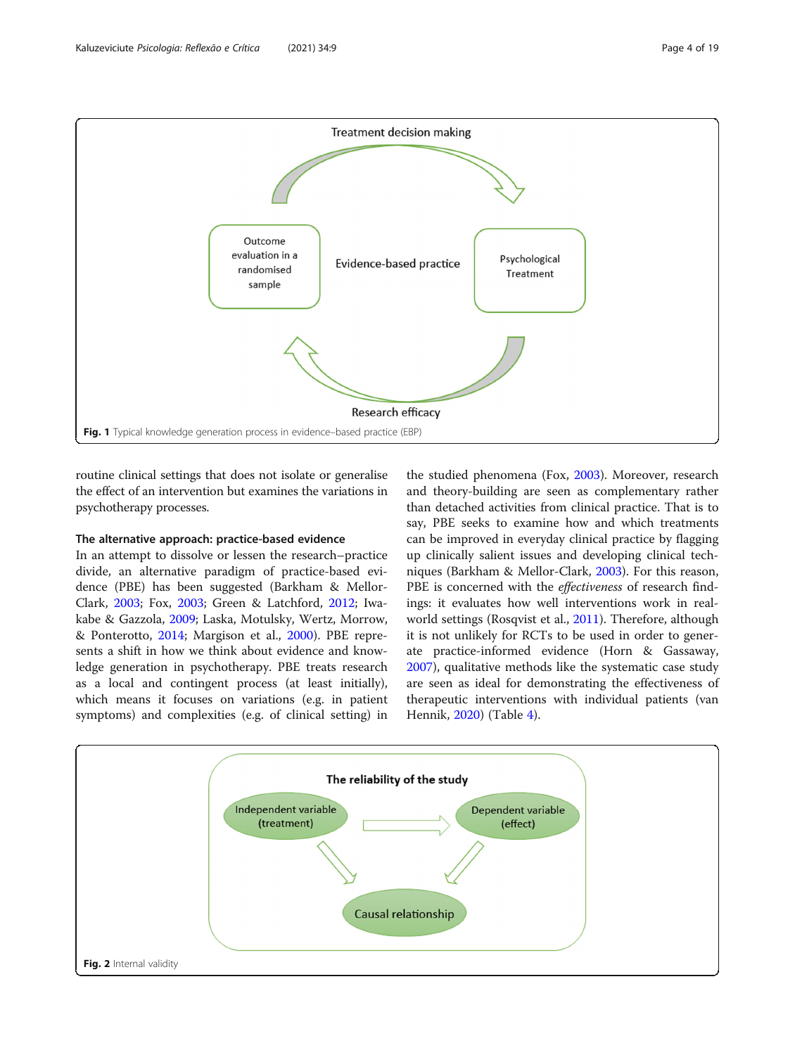Treatment decision making

Outcome evaluation in a randomised sample

Evidence-based practice

Psychological Treatment

Research efficacy

**Fig. 1** Typical knowledge generation process in evidence–based practice (EBP)

routine clinical settings that does not isolate or generalise the effect of an intervention but examines the variations in psychotherapy processes.

### The alternative approach: practice-based evidence

In an attempt to dissolve or lessen the research–practice divide, an alternative paradigm of practice-based evidence (PBE) has been suggested (Barkham & Mellor-Clark, 2003; Fox, 2003; Green & Latchford, 2012; Iwakabe & Gazzola, 2009; Laska, Motulsky, Wertz, Morrow, & Ponterotto, 2014; Margison et al., 2000). PBE represents a shift in how we think about evidence and knowledge generation in psychotherapy. PBE treats research as a local and contingent process (at least initially), which means it focuses on variations (e.g. in patient symptoms) and complexities (e.g. of clinical setting) in the studied phenomena (Fox, 2003). Moreover, research and theory-building are seen as complementary rather than detached activities from clinical practice. That is to say, PBE seeks to examine how and which treatments can be improved in everyday clinical practice by flagging up clinically salient issues and developing clinical techniques (Barkham & Mellor-Clark, 2003). For this reason, PBE is concerned with the *effectiveness* of research findings: it evaluates how well interventions work in real-world settings (Rosqvist et al., 2011). Therefore, although it is not unlikely for RCTs to be used in order to generate practice-informed evidence (Horn & Gassaway, 2007), qualitative methods like the systematic case study are seen as ideal for demonstrating the effectiveness of therapeutic interventions with individual patients (van Hennik, 2020) (Table 4).

The reliability of the study

Independent variable (treatment)

Dependent variable (effect)

Causal relationship

**Fig. 2** Internal validity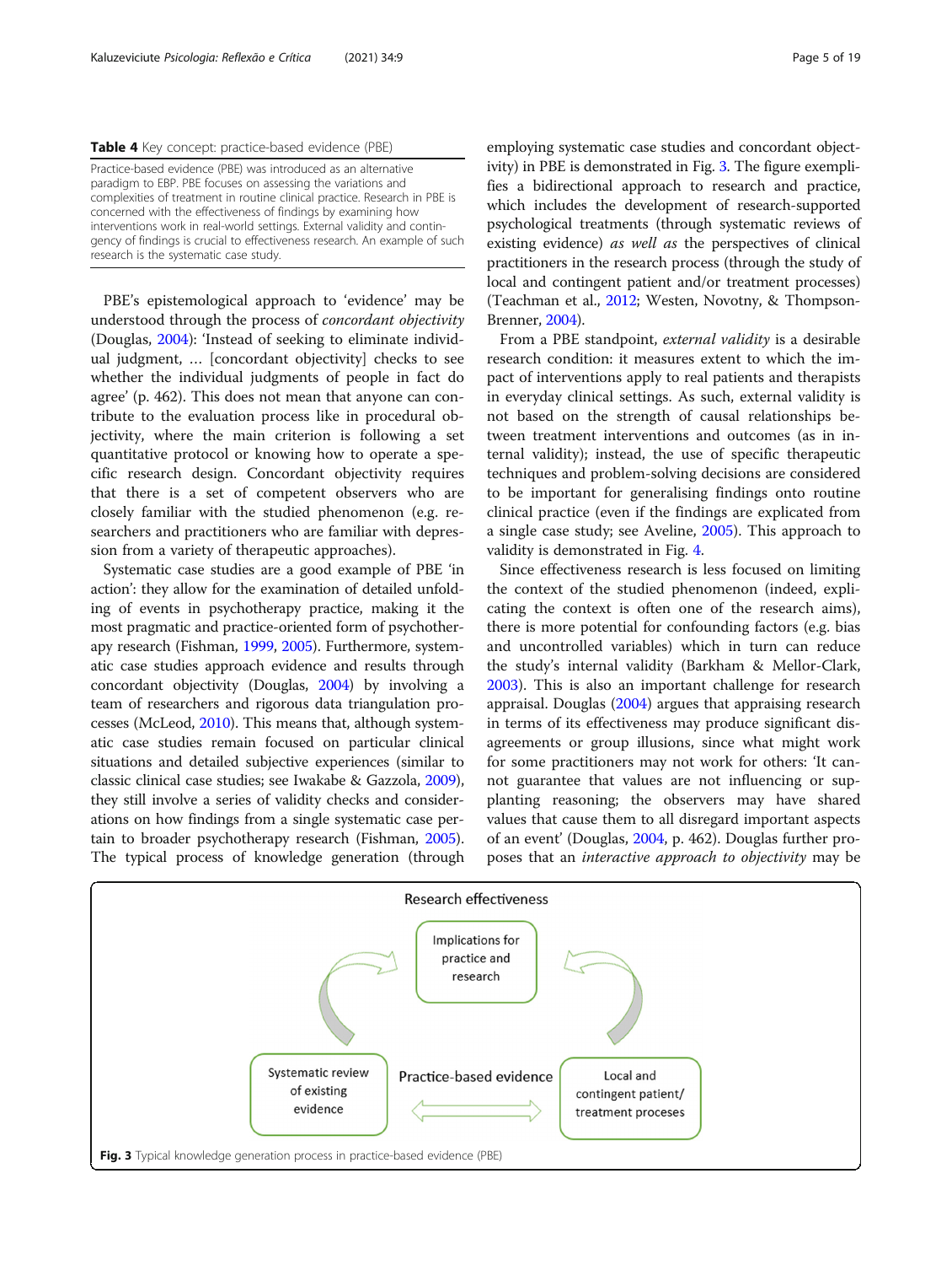**Table 4** Key concept: practice-based evidence (PBE)

| Practice-based evidence (PBE) was introduced as an alternative paradigm to EBP. PBE focuses on assessing the variations and complexities of treatment in routine clinical practice. Research in PBE is concerned with the effectiveness of findings by examining how interventions work in real-world settings. External validity and contingency of findings is crucial to effectiveness research. An example of such research is the systematic case study. |
|---|

PBE's epistemological approach to 'evidence' may be understood through the process of *concordant objectivity* (Douglas, 2004): 'Instead of seeking to eliminate individual judgment, … [concordant objectivity] checks to see whether the individual judgments of people in fact do agree' (p. 462). This does not mean that anyone can contribute to the evaluation process like in procedural objectivity, where the main criterion is following a set quantitative protocol or knowing how to operate a specific research design. Concordant objectivity requires that there is a set of competent observers who are closely familiar with the studied phenomenon (e.g. researchers and practitioners who are familiar with depression from a variety of therapeutic approaches).

Systematic case studies are a good example of PBE 'in action': they allow for the examination of detailed unfolding of events in psychotherapy practice, making it the most pragmatic and practice-oriented form of psychotherapy research (Fishman, 1999, 2005). Furthermore, systematic case studies approach evidence and results through concordant objectivity (Douglas, 2004) by involving a team of researchers and rigorous data triangulation processes (McLeod, 2010). This means that, although systematic case studies remain focused on particular clinical situations and detailed subjective experiences (similar to classic clinical case studies; see Iwakabe & Gazzola, 2009), they still involve a series of validity checks and considerations on how findings from a single systematic case pertain to broader psychotherapy research (Fishman, 2005). The typical process of knowledge generation (through employing systematic case studies and concordant objectivity) in PBE is demonstrated in Fig. 3. The figure exemplifies a bidirectional approach to research and practice, which includes the development of research-supported psychological treatments (through systematic reviews of existing evidence) *as well as* the perspectives of clinical practitioners in the research process (through the study of local and contingent patient and/or treatment processes) (Teachman et al., 2012; Westen, Novotny, & Thompson-Brenner, 2004).

From a PBE standpoint, *external validity* is a desirable research condition: it measures extent to which the impact of interventions apply to real patients and therapists in everyday clinical settings. As such, external validity is not based on the strength of causal relationships between treatment interventions and outcomes (as in internal validity); instead, the use of specific therapeutic techniques and problem-solving decisions are considered to be important for generalising findings onto routine clinical practice (even if the findings are explicated from a single case study; see Aveline, 2005). This approach to validity is demonstrated in Fig. 4.

Since effectiveness research is less focused on limiting the context of the studied phenomenon (indeed, explicating the context is often one of the research aims), there is more potential for confounding factors (e.g. bias and uncontrolled variables) which in turn can reduce the study's internal validity (Barkham & Mellor-Clark, 2003). This is also an important challenge for research appraisal. Douglas (2004) argues that appraising research in terms of its effectiveness may produce significant disagreements or group illusions, since what might work for some practitioners may not work for others: 'It cannot guarantee that values are not influencing or supplanting reasoning; the observers may have shared values that cause them to all disregard important aspects of an event' (Douglas, 2004, p. 462). Douglas further proposes that an *interactive approach to objectivity* may be

Research effectiveness

Implications for practice and research

Systematic review of existing evidence

Practice-based evidence

Local and contingent patient/ treatment proceses

**Fig. 3** Typical knowledge generation process in practice-based evidence (PBE)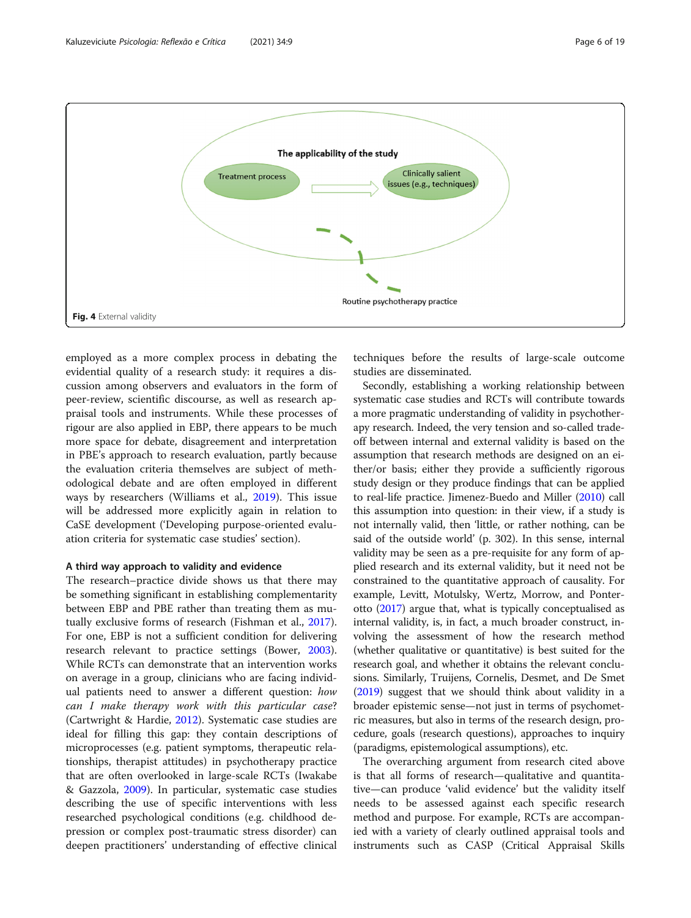The applicability of the study

Treatment process

Clinically salient issues (e.g., techniques)

Routine psychotherapy practice

**Fig. 4** External validity

employed as a more complex process in debating the evidential quality of a research study: it requires a discussion among observers and evaluators in the form of peer-review, scientific discourse, as well as research appraisal tools and instruments. While these processes of rigour are also applied in EBP, there appears to be much more space for debate, disagreement and interpretation in PBE's approach to research evaluation, partly because the evaluation criteria themselves are subject of methodological debate and are often employed in different ways by researchers (Williams et al., 2019). This issue will be addressed more explicitly again in relation to CaSE development ('Developing purpose-oriented evaluation criteria for systematic case studies' section).

#### A third way approach to validity and evidence

The research–practice divide shows us that there may be something significant in establishing complementarity between EBP and PBE rather than treating them as mutually exclusive forms of research (Fishman et al., 2017). For one, EBP is not a sufficient condition for delivering research relevant to practice settings (Bower, 2003). While RCTs can demonstrate that an intervention works on average in a group, clinicians who are facing individual patients need to answer a different question: *how can I make therapy work with this particular case*? (Cartwright & Hardie, 2012). Systematic case studies are ideal for filling this gap: they contain descriptions of microprocesses (e.g. patient symptoms, therapeutic relationships, therapist attitudes) in psychotherapy practice that are often overlooked in large-scale RCTs (Iwakabe & Gazzola, 2009). In particular, systematic case studies describing the use of specific interventions with less researched psychological conditions (e.g. childhood depression or complex post-traumatic stress disorder) can deepen practitioners' understanding of effective clinical techniques before the results of large-scale outcome studies are disseminated.

Secondly, establishing a working relationship between systematic case studies and RCTs will contribute towards a more pragmatic understanding of validity in psychotherapy research. Indeed, the very tension and so-called trade-off between internal and external validity is based on the assumption that research methods are designed on an either/or basis; either they provide a sufficiently rigorous study design or they produce findings that can be applied to real-life practice. Jimenez-Buedo and Miller (2010) call this assumption into question: in their view, if a study is not internally valid, then 'little, or rather nothing, can be said of the outside world' (p. 302). In this sense, internal validity may be seen as a pre-requisite for any form of applied research and its external validity, but it need not be constrained to the quantitative approach of causality. For example, Levitt, Motulsky, Wertz, Morrow, and Ponterotto (2017) argue that, what is typically conceptualised as internal validity, is, in fact, a much broader construct, involving the assessment of how the research method (whether qualitative or quantitative) is best suited for the research goal, and whether it obtains the relevant conclusions. Similarly, Truijens, Cornelis, Desmet, and De Smet (2019) suggest that we should think about validity in a broader epistemic sense—not just in terms of psychometric measures, but also in terms of the research design, procedure, goals (research questions), approaches to inquiry (paradigms, epistemological assumptions), etc.

The overarching argument from research cited above is that all forms of research—qualitative and quantitative—can produce 'valid evidence' but the validity itself needs to be assessed against each specific research method and purpose. For example, RCTs are accompanied with a variety of clearly outlined appraisal tools and instruments such as CASP (Critical Appraisal Skills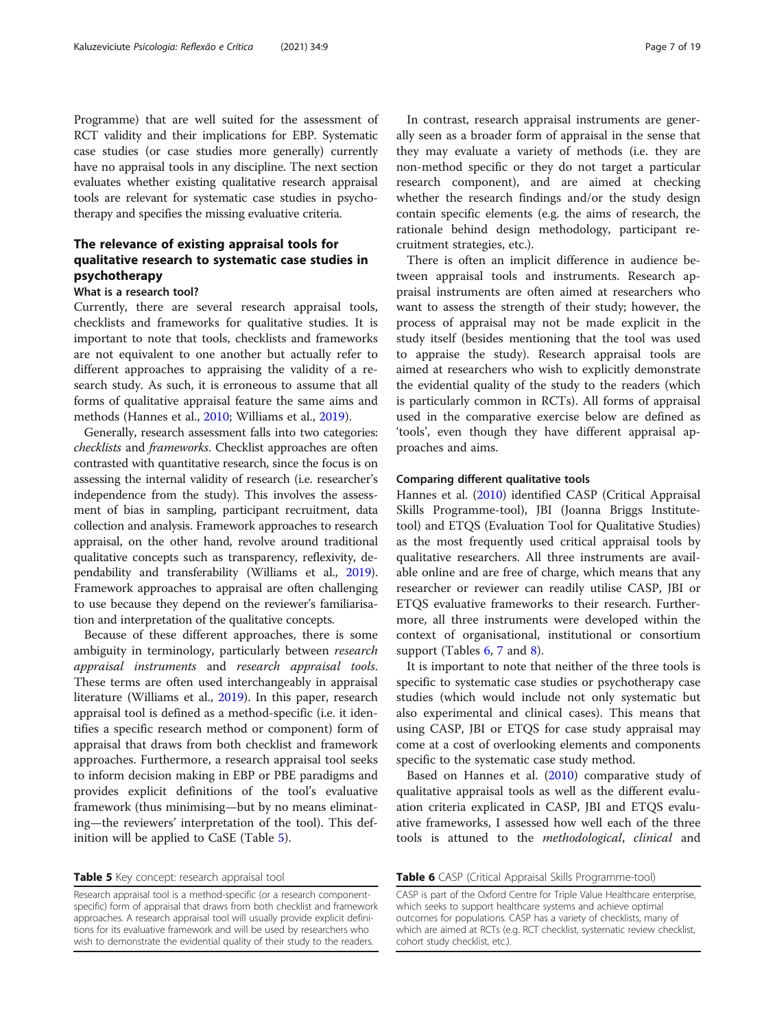Programme) that are well suited for the assessment of RCT validity and their implications for EBP. Systematic case studies (or case studies more generally) currently have no appraisal tools in any discipline. The next section evaluates whether existing qualitative research appraisal tools are relevant for systematic case studies in psychotherapy and specifies the missing evaluative criteria.

## The relevance of existing appraisal tools for qualitative research to systematic case studies in psychotherapy

### What is a research tool?

Currently, there are several research appraisal tools, checklists and frameworks for qualitative studies. It is important to note that tools, checklists and frameworks are not equivalent to one another but actually refer to different approaches to appraising the validity of a research study. As such, it is erroneous to assume that all forms of qualitative appraisal feature the same aims and methods (Hannes et al., 2010; Williams et al., 2019).

Generally, research assessment falls into two categories: *checklists* and *frameworks*. Checklist approaches are often contrasted with quantitative research, since the focus is on assessing the internal validity of research (i.e. researcher's independence from the study). This involves the assessment of bias in sampling, participant recruitment, data collection and analysis. Framework approaches to research appraisal, on the other hand, revolve around traditional qualitative concepts such as transparency, reflexivity, dependability and transferability (Williams et al., 2019). Framework approaches to appraisal are often challenging to use because they depend on the reviewer's familiarisation and interpretation of the qualitative concepts.

Because of these different approaches, there is some ambiguity in terminology, particularly between *research appraisal instruments* and *research appraisal tools*. These terms are often used interchangeably in appraisal literature (Williams et al., 2019). In this paper, research appraisal tool is defined as a method-specific (i.e. it identifies a specific research method or component) form of appraisal that draws from both checklist and framework approaches. Furthermore, a research appraisal tool seeks to inform decision making in EBP or PBE paradigms and provides explicit definitions of the tool's evaluative framework (thus minimising—but by no means eliminating—the reviewers' interpretation of the tool). This definition will be applied to CaSE (Table 5).

**Table 5** Key concept: research appraisal tool

| Research appraisal tool is a method-specific (or a research component-specific) form of appraisal that draws from both checklist and framework approaches. A research appraisal tool will usually provide explicit definitions for its evaluative framework and will be used by researchers who wish to demonstrate the evidential quality of their study to the readers. |
|---|

In contrast, research appraisal instruments are generally seen as a broader form of appraisal in the sense that they may evaluate a variety of methods (i.e. they are non-method specific or they do not target a particular research component), and are aimed at checking whether the research findings and/or the study design contain specific elements (e.g. the aims of research, the rationale behind design methodology, participant recruitment strategies, etc.).

There is often an implicit difference in audience between appraisal tools and instruments. Research appraisal instruments are often aimed at researchers who want to assess the strength of their study; however, the process of appraisal may not be made explicit in the study itself (besides mentioning that the tool was used to appraise the study). Research appraisal tools are aimed at researchers who wish to explicitly demonstrate the evidential quality of the study to the readers (which is particularly common in RCTs). All forms of appraisal used in the comparative exercise below are defined as 'tools', even though they have different appraisal approaches and aims.

### Comparing different qualitative tools

Hannes et al. (2010) identified CASP (Critical Appraisal Skills Programme-tool), JBI (Joanna Briggs Institute-tool) and ETQS (Evaluation Tool for Qualitative Studies) as the most frequently used critical appraisal tools by qualitative researchers. All three instruments are available online and are free of charge, which means that any researcher or reviewer can readily utilise CASP, JBI or ETQS evaluative frameworks to their research. Furthermore, all three instruments were developed within the context of organisational, institutional or consortium support (Tables 6, 7 and 8).

It is important to note that neither of the three tools is specific to systematic case studies or psychotherapy case studies (which would include not only systematic but also experimental and clinical cases). This means that using CASP, JBI or ETQS for case study appraisal may come at a cost of overlooking elements and components specific to the systematic case study method.

Based on Hannes et al. (2010) comparative study of qualitative appraisal tools as well as the different evaluation criteria explicated in CASP, JBI and ETQS evaluative frameworks, I assessed how well each of the three tools is attuned to the *methodological*, *clinical* and

**Table 6** CASP (Critical Appraisal Skills Programme-tool)

| CASP is part of the Oxford Centre for Triple Value Healthcare enterprise, which seeks to support healthcare systems and achieve optimal outcomes for populations. CASP has a variety of checklists, many of which are aimed at RCTs (e.g. RCT checklist, systematic review checklist, cohort study checklist, etc.). |
|---|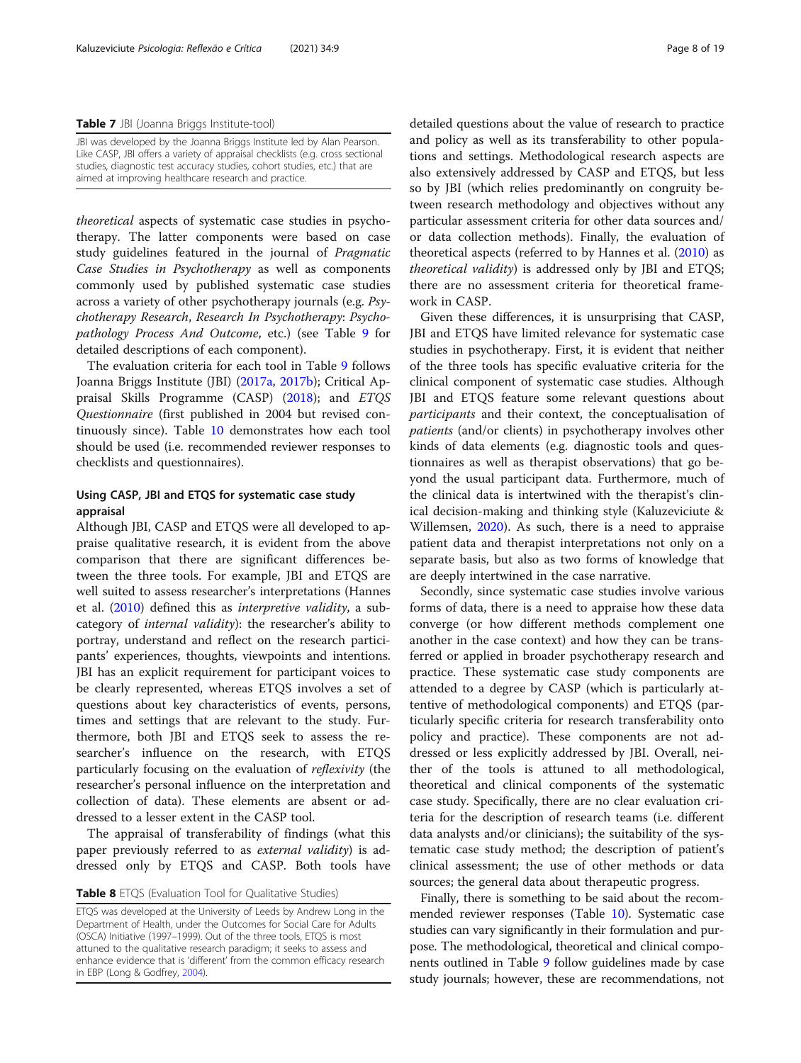**Table 7** JBI (Joanna Briggs Institute-tool)

| JBI was developed by the Joanna Briggs Institute led by Alan Pearson. Like CASP, JBI offers a variety of appraisal checklists (e.g. cross sectional studies, diagnostic test accuracy studies, cohort studies, etc.) that are aimed at improving healthcare research and practice. |
| --- |

*theoretical* aspects of systematic case studies in psychotherapy. The latter components were based on case study guidelines featured in the journal of *Pragmatic Case Studies in Psychotherapy* as well as components commonly used by published systematic case studies across a variety of other psychotherapy journals (e.g. *Psychotherapy Research*, *Research In Psychotherapy: Psychopathology Process And Outcome*, etc.) (see Table 9 for detailed descriptions of each component).

The evaluation criteria for each tool in Table 9 follows Joanna Briggs Institute (JBI) (2017a, 2017b); Critical Appraisal Skills Programme (CASP) (2018); and *ETQS Questionnaire* (first published in 2004 but revised continuously since). Table 10 demonstrates how each tool should be used (i.e. recommended reviewer responses to checklists and questionnaires).

## Using CASP, JBI and ETQS for systematic case study appraisal

Although JBI, CASP and ETQS were all developed to appraise qualitative research, it is evident from the above comparison that there are significant differences between the three tools. For example, JBI and ETQS are well suited to assess researcher's interpretations (Hannes et al. (2010) defined this as *interpretive validity*, a subcategory of *internal validity*): the researcher's ability to portray, understand and reflect on the research participants' experiences, thoughts, viewpoints and intentions. JBI has an explicit requirement for participant voices to be clearly represented, whereas ETQS involves a set of questions about key characteristics of events, persons, times and settings that are relevant to the study. Furthermore, both JBI and ETQS seek to assess the researcher's influence on the research, with ETQS particularly focusing on the evaluation of *reflexivity* (the researcher's personal influence on the interpretation and collection of data). These elements are absent or addressed to a lesser extent in the CASP tool.

The appraisal of transferability of findings (what this paper previously referred to as *external validity*) is addressed only by ETQS and CASP. Both tools have detailed questions about the value of research to practice and policy as well as its transferability to other populations and settings. Methodological research aspects are also extensively addressed by CASP and ETQS, but less so by JBI (which relies predominantly on congruity between research methodology and objectives without any particular assessment criteria for other data sources and/or data collection methods). Finally, the evaluation of theoretical aspects (referred to by Hannes et al. (2010) as *theoretical validity*) is addressed only by JBI and ETQS; there are no assessment criteria for theoretical framework in CASP.

Given these differences, it is unsurprising that CASP, JBI and ETQS have limited relevance for systematic case studies in psychotherapy. First, it is evident that neither of the three tools has specific evaluative criteria for the clinical component of systematic case studies. Although JBI and ETQS feature some relevant questions about *participants* and their context, the conceptualisation of *patients* (and/or clients) in psychotherapy involves other kinds of data elements (e.g. diagnostic tools and questionnaires as well as therapist observations) that go beyond the usual participant data. Furthermore, much of the clinical data is intertwined with the therapist's clinical decision-making and thinking style (Kaluzeviciute & Willemsen, 2020). As such, there is a need to appraise patient data and therapist interpretations not only on a separate basis, but also as two forms of knowledge that are deeply intertwined in the case narrative.

Secondly, since systematic case studies involve various forms of data, there is a need to appraise how these data converge (or how different methods complement one another in the case context) and how they can be transferred or applied in broader psychotherapy research and practice. These systematic case study components are attended to a degree by CASP (which is particularly attentive of methodological components) and ETQS (particularly specific criteria for research transferability onto policy and practice). These components are not addressed or less explicitly addressed by JBI. Overall, neither of the tools is attuned to all methodological, theoretical and clinical components of the systematic case study. Specifically, there are no clear evaluation criteria for the description of research teams (i.e. different data analysts and/or clinicians); the suitability of the systematic case study method; the description of patient's clinical assessment; the use of other methods or data sources; the general data about therapeutic progress.

Finally, there is something to be said about the recommended reviewer responses (Table 10). Systematic case studies can vary significantly in their formulation and purpose. The methodological, theoretical and clinical components outlined in Table 9 follow guidelines made by case study journals; however, these are recommendations, not

**Table 8** ETQS (Evaluation Tool for Qualitative Studies)

| ETQS was developed at the University of Leeds by Andrew Long in the Department of Health, under the Outcomes for Social Care for Adults (OSCA) Initiative (1997–1999). Out of the three tools, ETQS is most attuned to the qualitative research paradigm; it seeks to assess and enhance evidence that is 'different' from the common efficacy research in EBP (Long & Godfrey, 2004). |
| --- |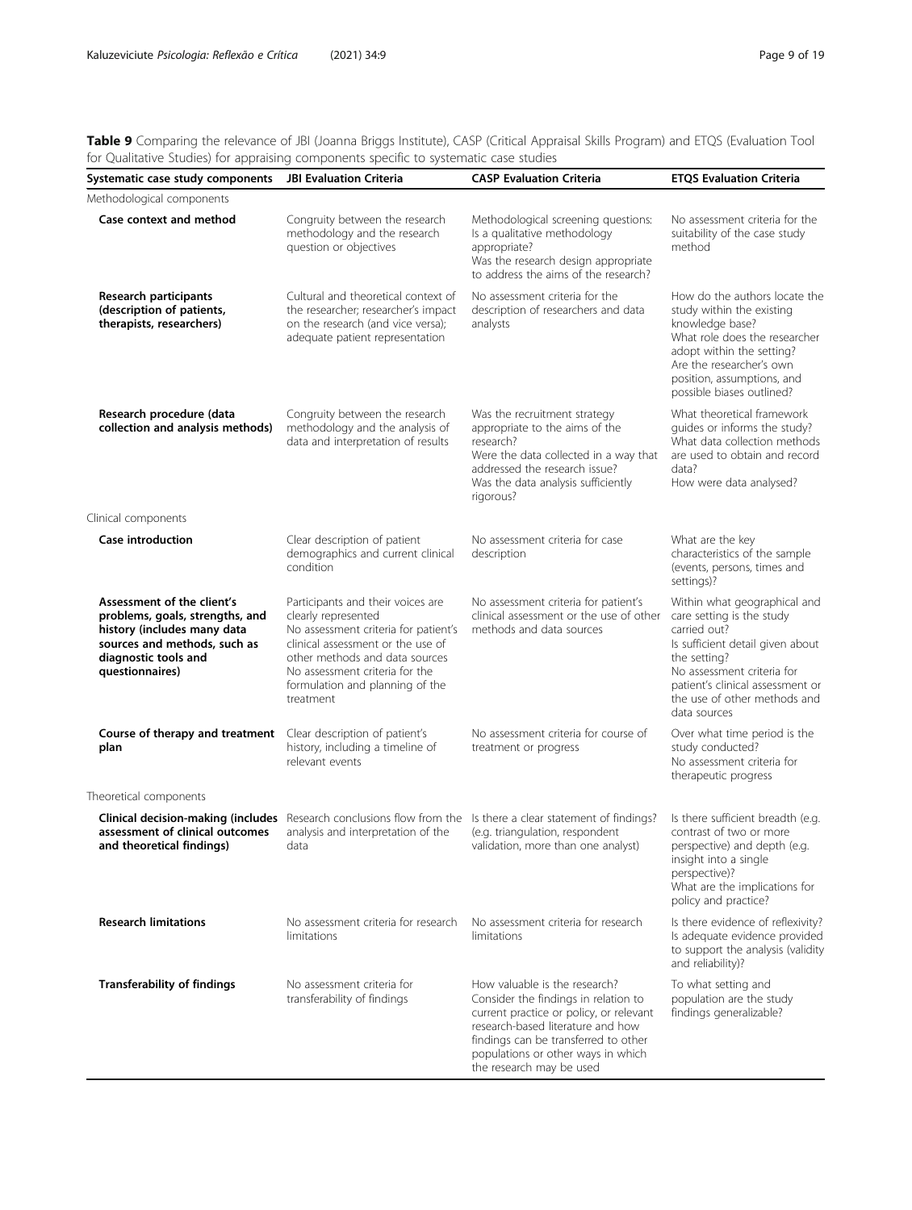**Table 9** Comparing the relevance of JBI (Joanna Briggs Institute), CASP (Critical Appraisal Skills Program) and ETQS (Evaluation Tool for Qualitative Studies) for appraising components specific to systematic case studies

| Systematic case study components | JBI Evaluation Criteria | CASP Evaluation Criteria | ETQS Evaluation Criteria |
|---|---|---|---|
| Methodological components | | | |
| **Case context and method** | Congruity between the research methodology and the research question or objectives | Methodological screening questions: Is a qualitative methodology appropriate? Was the research design appropriate to address the aims of the research? | No assessment criteria for the suitability of the case study method |
| **Research participants (description of patients, therapists, researchers)** | Cultural and theoretical context of the researcher; researcher's impact on the research (and vice versa); adequate patient representation | No assessment criteria for the description of researchers and data analysts | How do the authors locate the study within the existing knowledge base? What role does the researcher adopt within the setting? Are the researcher's own position, assumptions, and possible biases outlined? |
| **Research procedure (data collection and analysis methods)** | Congruity between the research methodology and the analysis of data and interpretation of results | Was the recruitment strategy appropriate to the aims of the research? Were the data collected in a way that addressed the research issue? Was the data analysis sufficiently rigorous? | What theoretical framework guides or informs the study? What data collection methods are used to obtain and record data? How were data analysed? |
| Clinical components | | | |
| **Case introduction** | Clear description of patient demographics and current clinical condition | No assessment criteria for case description | What are the key characteristics of the sample (events, persons, times and settings)? |
| **Assessment of the client's problems, goals, strengths, and history (includes many data sources and methods, such as diagnostic tools and questionnaires)** | Participants and their voices are clearly represented No assessment criteria for patient's clinical assessment or the use of other methods and data sources No assessment criteria for the formulation and planning of the treatment | No assessment criteria for patient's clinical assessment or the use of other methods and data sources | Within what geographical and care setting is the study carried out? Is sufficient detail given about the setting? No assessment criteria for patient's clinical assessment or the use of other methods and data sources |
| **Course of therapy and treatment plan** | Clear description of patient's history, including a timeline of relevant events | No assessment criteria for course of treatment or progress | Over what time period is the study conducted? No assessment criteria for therapeutic progress |
| Theoretical components | | | |
| **Clinical decision-making (includes assessment of clinical outcomes and theoretical findings)** | Research conclusions flow from the analysis and interpretation of the data | Is there a clear statement of findings? (e.g. triangulation, respondent validation, more than one analyst) | Is there sufficient breadth (e.g. contrast of two or more perspective) and depth (e.g. insight into a single perspective)? What are the implications for policy and practice? |
| **Research limitations** | No assessment criteria for research limitations | No assessment criteria for research limitations | Is there evidence of reflexivity? Is adequate evidence provided to support the analysis (validity and reliability)? |
| **Transferability of findings** | No assessment criteria for transferability of findings | How valuable is the research? Consider the findings in relation to current practice or policy, or relevant research-based literature and how findings can be transferred to other populations or other ways in which the research may be used | To what setting and population are the study findings generalizable? |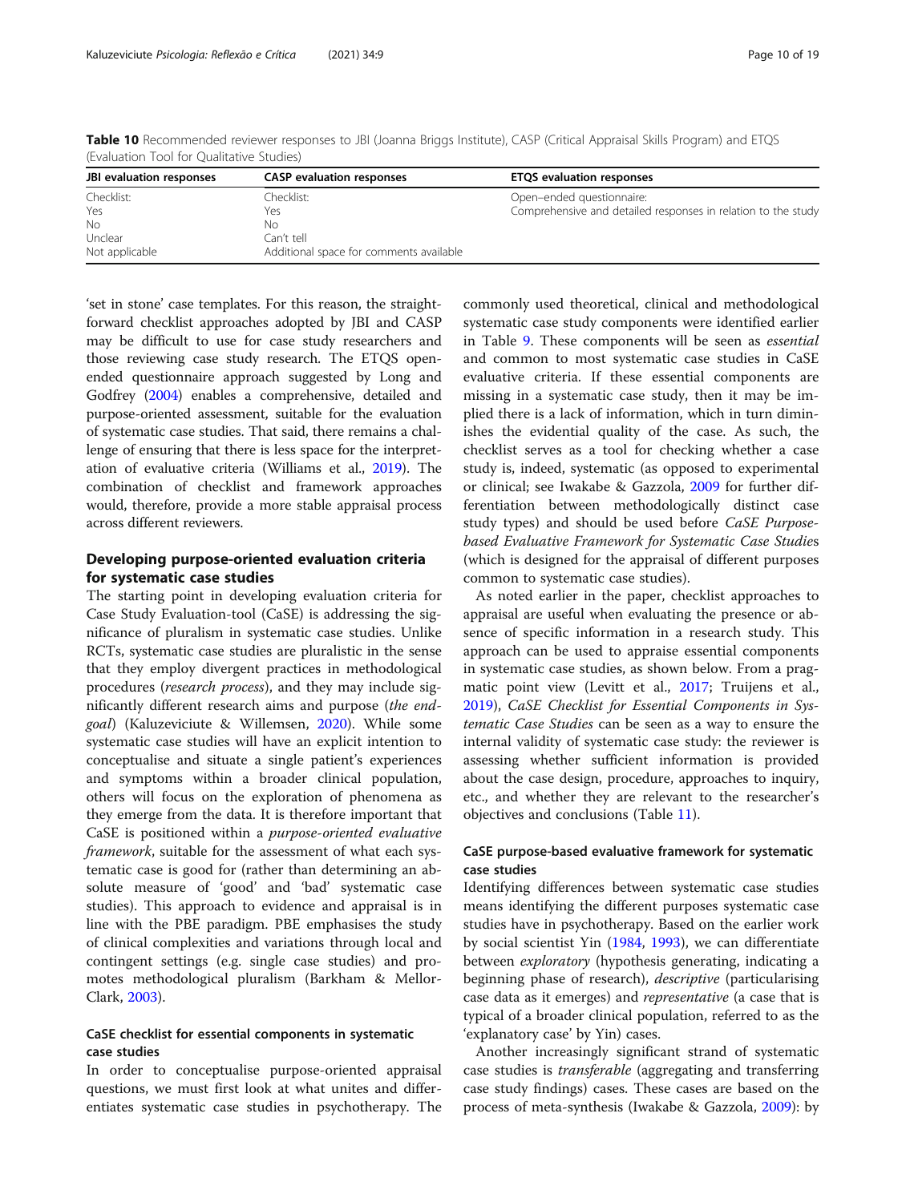Table 10 Recommended reviewer responses to JBI (Joanna Briggs Institute), CASP (Critical Appraisal Skills Program) and ETQS (Evaluation Tool for Qualitative Studies)

| JBI evaluation responses | CASP evaluation responses | ETQS evaluation responses |
| --- | --- | --- |
| Checklist: | Checklist: | Open–ended questionnaire: |
| Yes | Yes | Comprehensive and detailed responses in relation to the study |
| No | No | |
| Unclear | Can't tell | |
| Not applicable | Additional space for comments available | |

'set in stone' case templates. For this reason, the straightforward checklist approaches adopted by JBI and CASP may be difficult to use for case study researchers and those reviewing case study research. The ETQS open-ended questionnaire approach suggested by Long and Godfrey (2004) enables a comprehensive, detailed and purpose-oriented assessment, suitable for the evaluation of systematic case studies. That said, there remains a challenge of ensuring that there is less space for the interpretation of evaluative criteria (Williams et al., 2019). The combination of checklist and framework approaches would, therefore, provide a more stable appraisal process across different reviewers.

## Developing purpose-oriented evaluation criteria for systematic case studies

The starting point in developing evaluation criteria for Case Study Evaluation-tool (CaSE) is addressing the significance of pluralism in systematic case studies. Unlike RCTs, systematic case studies are pluralistic in the sense that they employ divergent practices in methodological procedures (*research process*), and they may include significantly different research aims and purpose (*the end-goal*) (Kaluzeviciute & Willemsen, 2020). While some systematic case studies will have an explicit intention to conceptualise and situate a single patient's experiences and symptoms within a broader clinical population, others will focus on the exploration of phenomena as they emerge from the data. It is therefore important that CaSE is positioned within a *purpose-oriented evaluative framework*, suitable for the assessment of what each systematic case is good for (rather than determining an absolute measure of 'good' and 'bad' systematic case studies). This approach to evidence and appraisal is in line with the PBE paradigm. PBE emphasises the study of clinical complexities and variations through local and contingent settings (e.g. single case studies) and promotes methodological pluralism (Barkham & Mellor-Clark, 2003).

### CaSE checklist for essential components in systematic case studies

In order to conceptualise purpose-oriented appraisal questions, we must first look at what unites and differentiates systematic case studies in psychotherapy. The commonly used theoretical, clinical and methodological systematic case study components were identified earlier in Table 9. These components will be seen as *essential* and common to most systematic case studies in CaSE evaluative criteria. If these essential components are missing in a systematic case study, then it may be implied there is a lack of information, which in turn diminishes the evidential quality of the case. As such, the checklist serves as a tool for checking whether a case study is, indeed, systematic (as opposed to experimental or clinical; see Iwakabe & Gazzola, 2009 for further differentiation between methodologically distinct case study types) and should be used before *CaSE Purpose-based Evaluative Framework for Systematic Case Studie*s (which is designed for the appraisal of different purposes common to systematic case studies).

As noted earlier in the paper, checklist approaches to appraisal are useful when evaluating the presence or absence of specific information in a research study. This approach can be used to appraise essential components in systematic case studies, as shown below. From a pragmatic point view (Levitt et al., 2017; Truijens et al., 2019), *CaSE Checklist for Essential Components in Systematic Case Studies* can be seen as a way to ensure the internal validity of systematic case study: the reviewer is assessing whether sufficient information is provided about the case design, procedure, approaches to inquiry, etc., and whether they are relevant to the researcher's objectives and conclusions (Table 11).

### CaSE purpose-based evaluative framework for systematic case studies

Identifying differences between systematic case studies means identifying the different purposes systematic case studies have in psychotherapy. Based on the earlier work by social scientist Yin (1984, 1993), we can differentiate between *exploratory* (hypothesis generating, indicating a beginning phase of research), *descriptive* (particularising case data as it emerges) and *representative* (a case that is typical of a broader clinical population, referred to as the 'explanatory case' by Yin) cases.

Another increasingly significant strand of systematic case studies is *transferable* (aggregating and transferring case study findings) cases. These cases are based on the process of meta-synthesis (Iwakabe & Gazzola, 2009): by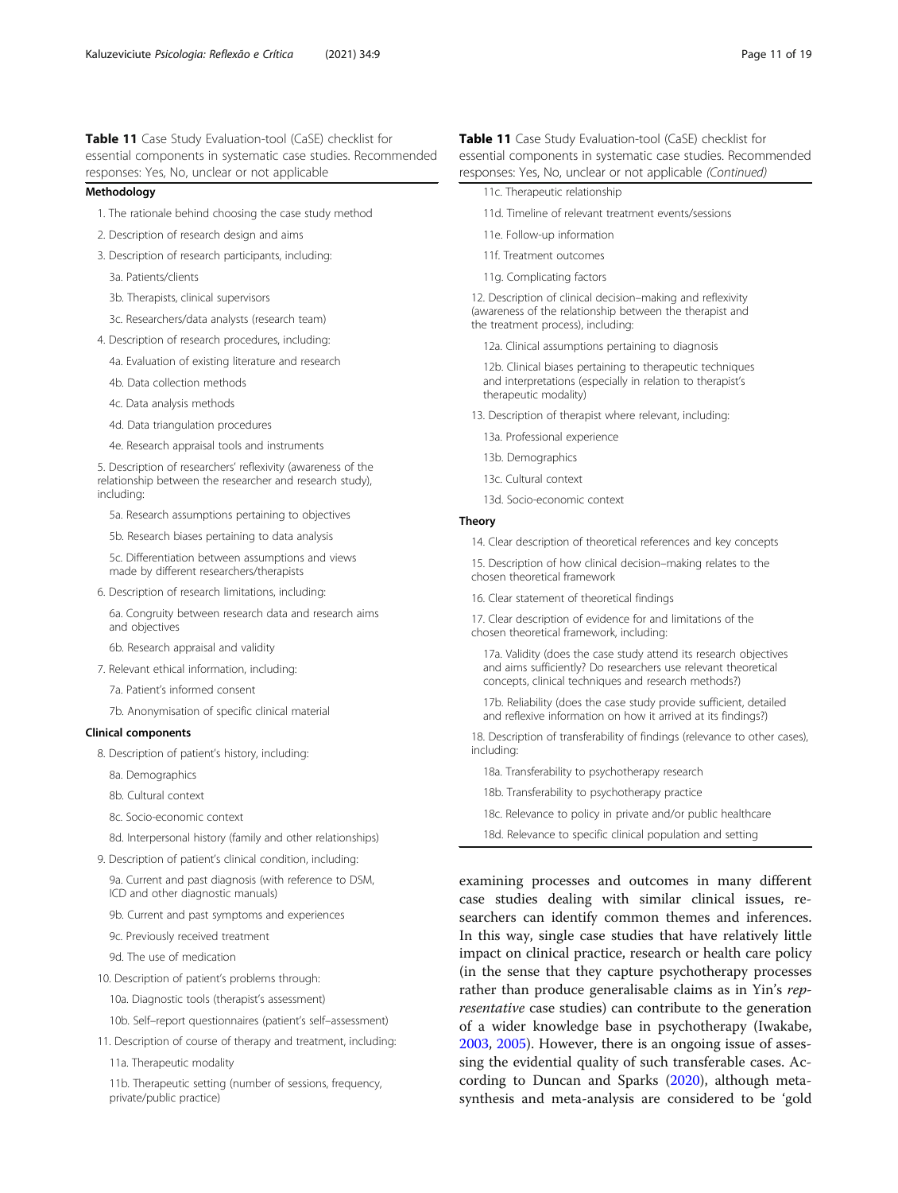**Table 11** Case Study Evaluation-tool (CaSE) checklist for essential components in systematic case studies. Recommended responses: Yes, No, unclear or not applicable

**Methodology**

1. The rationale behind choosing the case study method
2. Description of research design and aims
3. Description of research participants, including:
   - 3a. Patients/clients
   - 3b. Therapists, clinical supervisors
   - 3c. Researchers/data analysts (research team)
4. Description of research procedures, including:
   - 4a. Evaluation of existing literature and research
   - 4b. Data collection methods
   - 4c. Data analysis methods
   - 4d. Data triangulation procedures
   - 4e. Research appraisal tools and instruments
5. Description of researchers' reflexivity (awareness of the relationship between the researcher and research study), including:
   - 5a. Research assumptions pertaining to objectives
   - 5b. Research biases pertaining to data analysis
   - 5c. Differentiation between assumptions and views made by different researchers/therapists
6. Description of research limitations, including:
   - 6a. Congruity between research data and research aims and objectives
   - 6b. Research appraisal and validity
7. Relevant ethical information, including:
   - 7a. Patient's informed consent
   - 7b. Anonymisation of specific clinical material

**Clinical components**

8. Description of patient's history, including:
   - 8a. Demographics
   - 8b. Cultural context
   - 8c. Socio-economic context
   - 8d. Interpersonal history (family and other relationships)
9. Description of patient's clinical condition, including:
   - 9a. Current and past diagnosis (with reference to DSM, ICD and other diagnostic manuals)
   - 9b. Current and past symptoms and experiences
   - 9c. Previously received treatment
   - 9d. The use of medication
10. Description of patient's problems through:
    - 10a. Diagnostic tools (therapist's assessment)
    - 10b. Self–report questionnaires (patient's self–assessment)
11. Description of course of therapy and treatment, including:
    - 11a. Therapeutic modality
    - 11b. Therapeutic setting (number of sessions, frequency, private/public practice)
    - 11c. Therapeutic relationship
    - 11d. Timeline of relevant treatment events/sessions
    - 11e. Follow-up information
    - 11f. Treatment outcomes
    - 11g. Complicating factors
12. Description of clinical decision–making and reflexivity (awareness of the relationship between the therapist and the treatment process), including:
    - 12a. Clinical assumptions pertaining to diagnosis
    - 12b. Clinical biases pertaining to therapeutic techniques and interpretations (especially in relation to therapist's therapeutic modality)
13. Description of therapist where relevant, including:
    - 13a. Professional experience
    - 13b. Demographics
    - 13c. Cultural context
    - 13d. Socio-economic context

**Theory**

14. Clear description of theoretical references and key concepts
15. Description of how clinical decision–making relates to the chosen theoretical framework
16. Clear statement of theoretical findings
17. Clear description of evidence for and limitations of the chosen theoretical framework, including:
    - 17a. Validity (does the case study attend its research objectives and aims sufficiently? Do researchers use relevant theoretical concepts, clinical techniques and research methods?)
    - 17b. Reliability (does the case study provide sufficient, detailed and reflexive information on how it arrived at its findings?)
18. Description of transferability of findings (relevance to other cases), including:
    - 18a. Transferability to psychotherapy research
    - 18b. Transferability to psychotherapy practice
    - 18c. Relevance to policy in private and/or public healthcare
    - 18d. Relevance to specific clinical population and setting

examining processes and outcomes in many different case studies dealing with similar clinical issues, researchers can identify common themes and inferences. In this way, single case studies that have relatively little impact on clinical practice, research or health care policy (in the sense that they capture psychotherapy processes rather than produce generalisable claims as in Yin's *representative* case studies) can contribute to the generation of a wider knowledge base in psychotherapy (Iwakabe, 2003, 2005). However, there is an ongoing issue of assessing the evidential quality of such transferable cases. According to Duncan and Sparks (2020), although meta-synthesis and meta-analysis are considered to be 'gold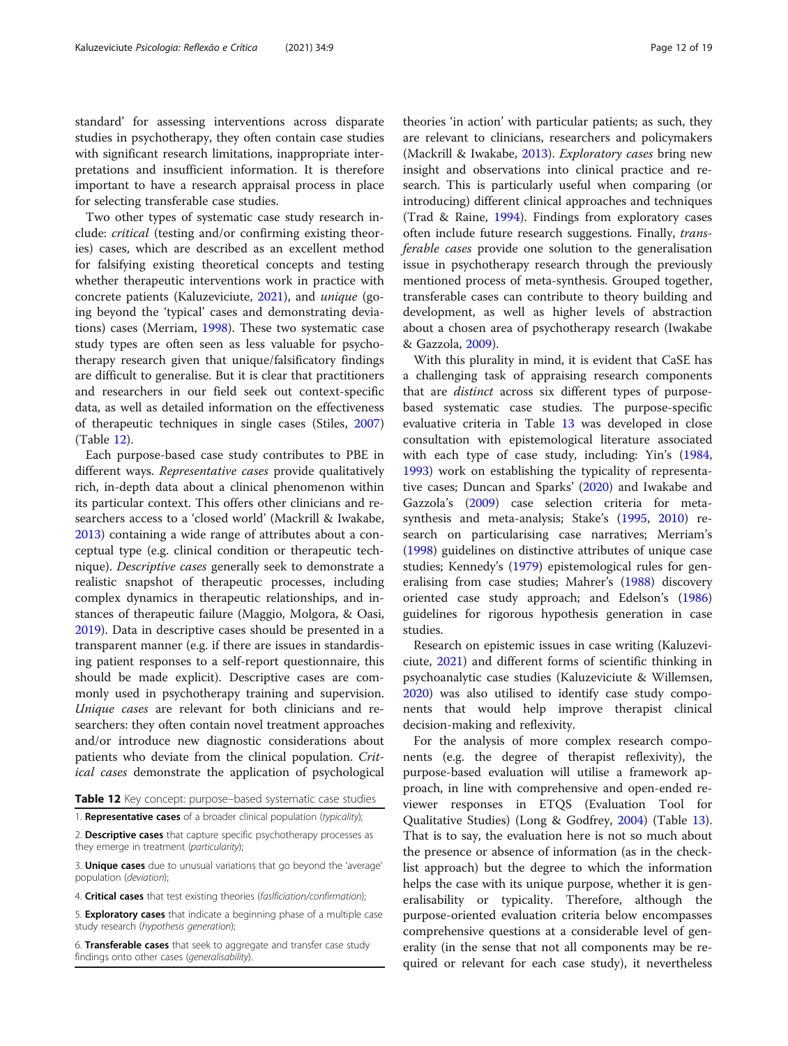standard' for assessing interventions across disparate studies in psychotherapy, they often contain case studies with significant research limitations, inappropriate interpretations and insufficient information. It is therefore important to have a research appraisal process in place for selecting transferable case studies.

Two other types of systematic case study research include: *critical* (testing and/or confirming existing theories) cases, which are described as an excellent method for falsifying existing theoretical concepts and testing whether therapeutic interventions work in practice with concrete patients (Kaluzeviciute, 2021), and *unique* (going beyond the 'typical' cases and demonstrating deviations) cases (Merriam, 1998). These two systematic case study types are often seen as less valuable for psychotherapy research given that unique/falsificatory findings are difficult to generalise. But it is clear that practitioners and researchers in our field seek out context-specific data, as well as detailed information on the effectiveness of therapeutic techniques in single cases (Stiles, 2007) (Table 12).

Each purpose-based case study contributes to PBE in different ways. *Representative cases* provide qualitatively rich, in-depth data about a clinical phenomenon within its particular context. This offers other clinicians and researchers access to a 'closed world' (Mackrill & Iwakabe, 2013) containing a wide range of attributes about a conceptual type (e.g. clinical condition or therapeutic technique). *Descriptive cases* generally seek to demonstrate a realistic snapshot of therapeutic processes, including complex dynamics in therapeutic relationships, and instances of therapeutic failure (Maggio, Molgora, & Oasi, 2019). Data in descriptive cases should be presented in a transparent manner (e.g. if there are issues in standardising patient responses to a self-report questionnaire, this should be made explicit). Descriptive cases are commonly used in psychotherapy training and supervision. *Unique cases* are relevant for both clinicians and researchers: they often contain novel treatment approaches and/or introduce new diagnostic considerations about patients who deviate from the clinical population. *Critical cases* demonstrate the application of psychological theories 'in action' with particular patients; as such, they are relevant to clinicians, researchers and policymakers (Mackrill & Iwakabe, 2013). *Exploratory cases* bring new insight and observations into clinical practice and research. This is particularly useful when comparing (or introducing) different clinical approaches and techniques (Trad & Raine, 1994). Findings from exploratory cases often include future research suggestions. Finally, *transferable cases* provide one solution to the generalisation issue in psychotherapy research through the previously mentioned process of meta-synthesis. Grouped together, transferable cases can contribute to theory building and development, as well as higher levels of abstraction about a chosen area of psychotherapy research (Iwakabe & Gazzola, 2009).

**Table 12** Key concept: purpose–based systematic case studies

1. **Representative cases** of a broader clinical population (*typicality*);
2. **Descriptive cases** that capture specific psychotherapy processes as they emerge in treatment (*particularity*);
3. **Unique cases** due to unusual variations that go beyond the 'average' population (*deviation*);
4. **Critical cases** that test existing theories (*faslficiation/confirmation*);
5. **Exploratory cases** that indicate a beginning phase of a multiple case study research (*hypothesis generation*);
6. **Transferable cases** that seek to aggregate and transfer case study findings onto other cases (*generalisability*).

With this plurality in mind, it is evident that CaSE has a challenging task of appraising research components that are *distinct* across six different types of purpose-based systematic case studies. The purpose-specific evaluative criteria in Table 13 was developed in close consultation with epistemological literature associated with each type of case study, including: Yin's (1984, 1993) work on establishing the typicality of representative cases; Duncan and Sparks' (2020) and Iwakabe and Gazzola's (2009) case selection criteria for meta-synthesis and meta-analysis; Stake's (1995, 2010) research on particularising case narratives; Merriam's (1998) guidelines on distinctive attributes of unique case studies; Kennedy's (1979) epistemological rules for generalising from case studies; Mahrer's (1988) discovery oriented case study approach; and Edelson's (1986) guidelines for rigorous hypothesis generation in case studies.

Research on epistemic issues in case writing (Kaluzeviciute, 2021) and different forms of scientific thinking in psychoanalytic case studies (Kaluzeviciute & Willemsen, 2020) was also utilised to identify case study components that would help improve therapist clinical decision-making and reflexivity.

For the analysis of more complex research components (e.g. the degree of therapist reflexivity), the purpose-based evaluation will utilise a framework approach, in line with comprehensive and open-ended reviewer responses in ETQS (Evaluation Tool for Qualitative Studies) (Long & Godfrey, 2004) (Table 13). That is to say, the evaluation here is not so much about the presence or absence of information (as in the checklist approach) but the degree to which the information helps the case with its unique purpose, whether it is generalisability or typicality. Therefore, although the purpose-oriented evaluation criteria below encompasses comprehensive questions at a considerable level of generality (in the sense that not all components may be required or relevant for each case study), it nevertheless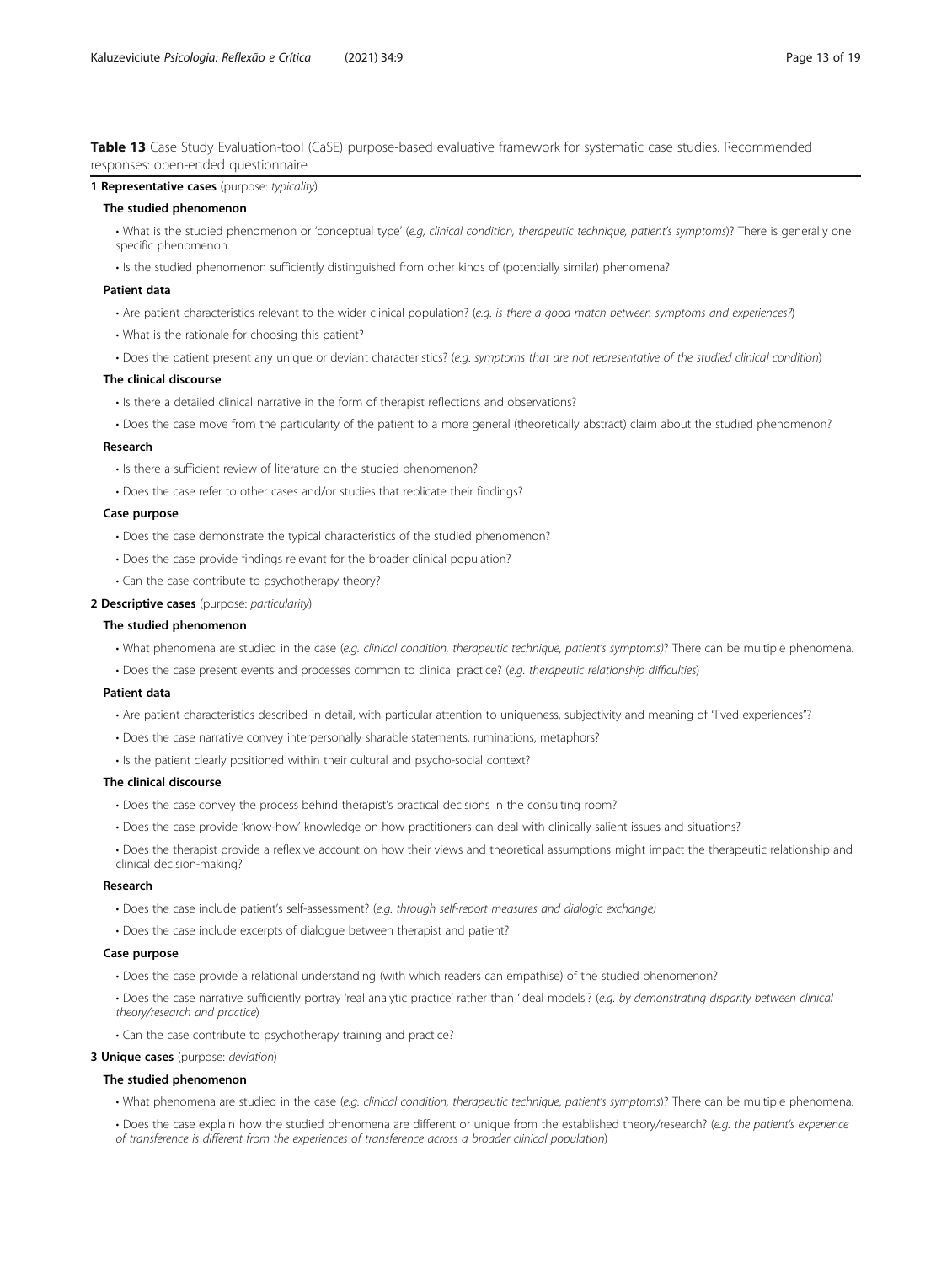**Table 13** Case Study Evaluation-tool (CaSE) purpose-based evaluative framework for systematic case studies. Recommended responses: open-ended questionnaire

**1 Representative cases** (purpose: *typicality*)

**The studied phenomenon**

- What is the studied phenomenon or 'conceptual type' (*e.g, clinical condition, therapeutic technique, patient's symptoms*)? There is generally one specific phenomenon.
- Is the studied phenomenon sufficiently distinguished from other kinds of (potentially similar) phenomena?

**Patient data**

- Are patient characteristics relevant to the wider clinical population? (*e.g. is there a good match between symptoms and experiences?*)
- What is the rationale for choosing this patient?
- Does the patient present any unique or deviant characteristics? (*e.g. symptoms that are not representative of the studied clinical condition*)

**The clinical discourse**

- Is there a detailed clinical narrative in the form of therapist reflections and observations?
- Does the case move from the particularity of the patient to a more general (theoretically abstract) claim about the studied phenomenon?

**Research**

- Is there a sufficient review of literature on the studied phenomenon?
- Does the case refer to other cases and/or studies that replicate their findings?

**Case purpose**

- Does the case demonstrate the typical characteristics of the studied phenomenon?
- Does the case provide findings relevant for the broader clinical population?
- Can the case contribute to psychotherapy theory?

**2 Descriptive cases** (purpose: *particularity*)

**The studied phenomenon**

- What phenomena are studied in the case (*e.g. clinical condition, therapeutic technique, patient's symptoms)*? There can be multiple phenomena.
- Does the case present events and processes common to clinical practice? (*e.g. therapeutic relationship difficulties*)

**Patient data**

- Are patient characteristics described in detail, with particular attention to uniqueness, subjectivity and meaning of "lived experiences"?
- Does the case narrative convey interpersonally sharable statements, ruminations, metaphors?
- Is the patient clearly positioned within their cultural and psycho-social context?

**The clinical discourse**

- Does the case convey the process behind therapist's practical decisions in the consulting room?
- Does the case provide 'know-how' knowledge on how practitioners can deal with clinically salient issues and situations?
- Does the therapist provide a reflexive account on how their views and theoretical assumptions might impact the therapeutic relationship and clinical decision-making?

**Research**

- Does the case include patient's self-assessment? (*e.g. through self-report measures and dialogic exchange)*
- Does the case include excerpts of dialogue between therapist and patient?

**Case purpose**

- Does the case provide a relational understanding (with which readers can empathise) of the studied phenomenon?
- Does the case narrative sufficiently portray 'real analytic practice' rather than 'ideal models'? (*e.g. by demonstrating disparity between clinical theory/research and practice*)
- Can the case contribute to psychotherapy training and practice?

**3 Unique cases** (purpose: *deviation*)

**The studied phenomenon**

- What phenomena are studied in the case (*e.g. clinical condition, therapeutic technique, patient's symptoms*)? There can be multiple phenomena.
- Does the case explain how the studied phenomena are different or unique from the established theory/research? (*e.g. the patient's experience of transference is different from the experiences of transference across a broader clinical population*)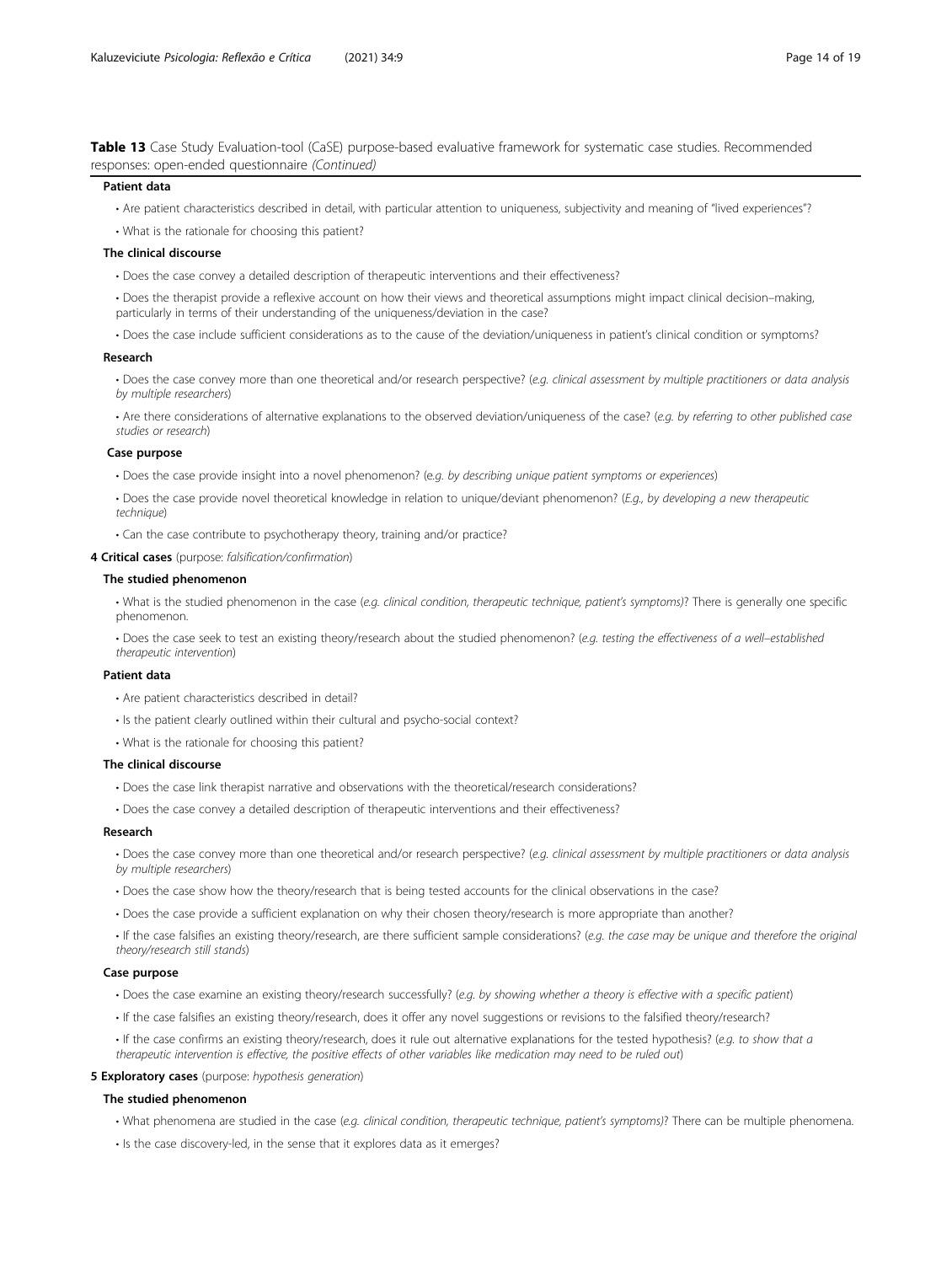**Table 13** Case Study Evaluation-tool (CaSE) purpose-based evaluative framework for systematic case studies. Recommended responses: open-ended questionnaire *(Continued)*

**Patient data**

- Are patient characteristics described in detail, with particular attention to uniqueness, subjectivity and meaning of "lived experiences"?
- What is the rationale for choosing this patient?

**The clinical discourse**

- Does the case convey a detailed description of therapeutic interventions and their effectiveness?
- Does the therapist provide a reflexive account on how their views and theoretical assumptions might impact clinical decision–making, particularly in terms of their understanding of the uniqueness/deviation in the case?
- Does the case include sufficient considerations as to the cause of the deviation/uniqueness in patient's clinical condition or symptoms?

**Research**

- Does the case convey more than one theoretical and/or research perspective? (*e.g. clinical assessment by multiple practitioners or data analysis by multiple researchers*)
- Are there considerations of alternative explanations to the observed deviation/uniqueness of the case? (*e.g. by referring to other published case studies or research*)

**Case purpose**

- Does the case provide insight into a novel phenomenon? (*e.g. by describing unique patient symptoms or experiences*)
- Does the case provide novel theoretical knowledge in relation to unique/deviant phenomenon? (*E.g., by developing a new therapeutic technique*)
- Can the case contribute to psychotherapy theory, training and/or practice?

**4 Critical cases** (purpose: *falsification/confirmation*)

**The studied phenomenon**

- What is the studied phenomenon in the case (*e.g. clinical condition, therapeutic technique, patient's symptoms)*? There is generally one specific phenomenon.
- Does the case seek to test an existing theory/research about the studied phenomenon? (*e.g. testing the effectiveness of a well–established therapeutic intervention*)

**Patient data**

- Are patient characteristics described in detail?
- Is the patient clearly outlined within their cultural and psycho-social context?
- What is the rationale for choosing this patient?

**The clinical discourse**

- Does the case link therapist narrative and observations with the theoretical/research considerations?
- Does the case convey a detailed description of therapeutic interventions and their effectiveness?

**Research**

- Does the case convey more than one theoretical and/or research perspective? (*e.g. clinical assessment by multiple practitioners or data analysis by multiple researchers*)
- Does the case show how the theory/research that is being tested accounts for the clinical observations in the case?
- Does the case provide a sufficient explanation on why their chosen theory/research is more appropriate than another?
- If the case falsifies an existing theory/research, are there sufficient sample considerations? (*e.g. the case may be unique and therefore the original theory/research still stands*)

**Case purpose**

- Does the case examine an existing theory/research successfully? (*e.g. by showing whether a theory is effective with a specific patient*)
- If the case falsifies an existing theory/research, does it offer any novel suggestions or revisions to the falsified theory/research?
- If the case confirms an existing theory/research, does it rule out alternative explanations for the tested hypothesis? (*e.g. to show that a therapeutic intervention is effective, the positive effects of other variables like medication may need to be ruled out*)

**5 Exploratory cases** (purpose: *hypothesis generation*)

**The studied phenomenon**

- What phenomena are studied in the case (*e.g. clinical condition, therapeutic technique, patient's symptoms)*? There can be multiple phenomena.
- Is the case discovery-led, in the sense that it explores data as it emerges?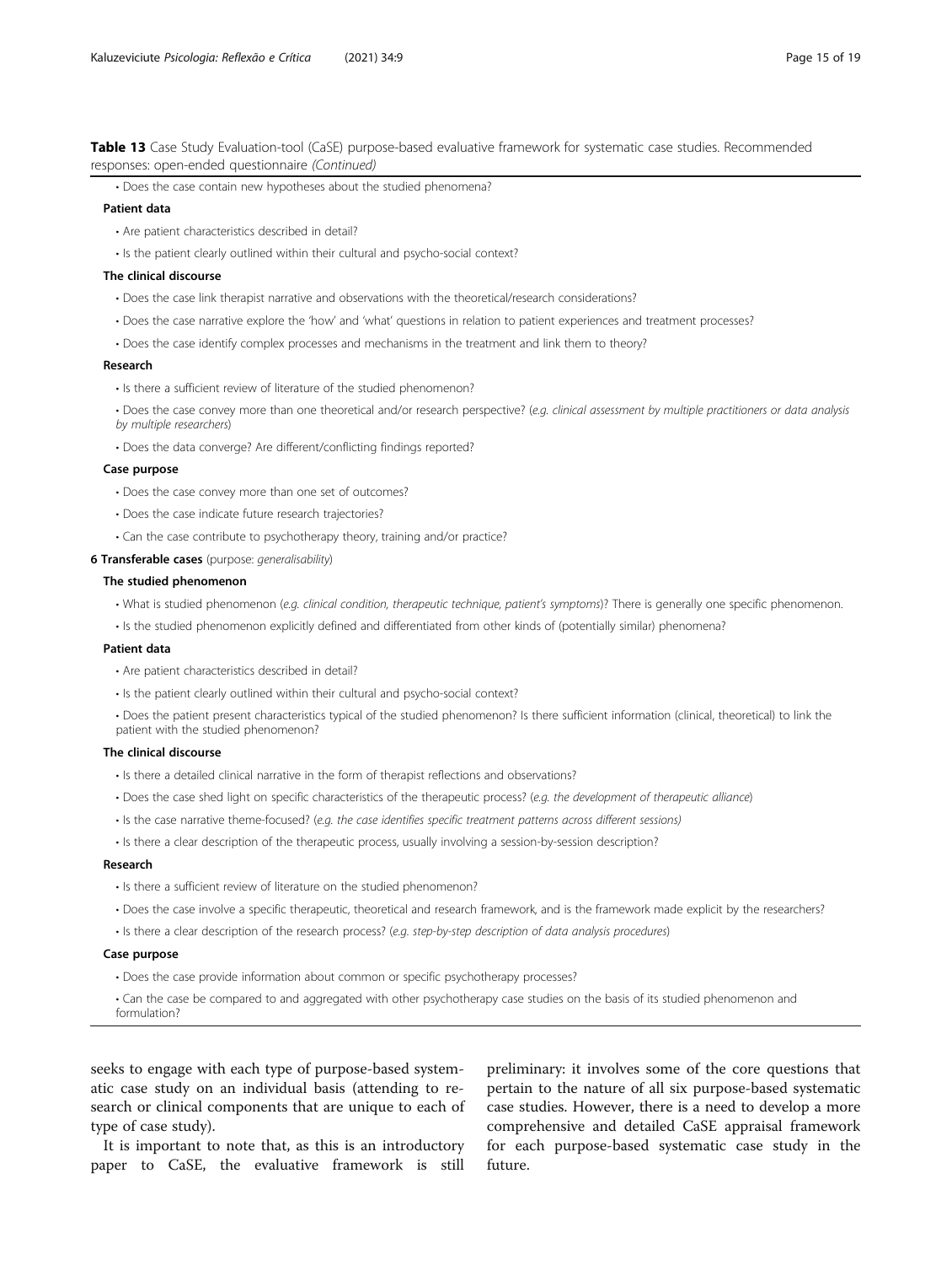**Table 13** Case Study Evaluation-tool (CaSE) purpose-based evaluative framework for systematic case studies. Recommended responses: open-ended questionnaire *(Continued)*

- Does the case contain new hypotheses about the studied phenomena?

**Patient data**

- Are patient characteristics described in detail?
- Is the patient clearly outlined within their cultural and psycho-social context?

**The clinical discourse**

- Does the case link therapist narrative and observations with the theoretical/research considerations?
- Does the case narrative explore the 'how' and 'what' questions in relation to patient experiences and treatment processes?
- Does the case identify complex processes and mechanisms in the treatment and link them to theory?

**Research**

- Is there a sufficient review of literature of the studied phenomenon?
- Does the case convey more than one theoretical and/or research perspective? (*e.g. clinical assessment by multiple practitioners or data analysis by multiple researchers*)
- Does the data converge? Are different/conflicting findings reported?

**Case purpose**

- Does the case convey more than one set of outcomes?
- Does the case indicate future research trajectories?
- Can the case contribute to psychotherapy theory, training and/or practice?

**6 Transferable cases** (purpose: *generalisability*)

**The studied phenomenon**

- What is studied phenomenon (*e.g. clinical condition, therapeutic technique, patient's symptoms*)? There is generally one specific phenomenon.
- Is the studied phenomenon explicitly defined and differentiated from other kinds of (potentially similar) phenomena?

**Patient data**

- Are patient characteristics described in detail?
- Is the patient clearly outlined within their cultural and psycho-social context?
- Does the patient present characteristics typical of the studied phenomenon? Is there sufficient information (clinical, theoretical) to link the patient with the studied phenomenon?

**The clinical discourse**

- Is there a detailed clinical narrative in the form of therapist reflections and observations?
- Does the case shed light on specific characteristics of the therapeutic process? (*e.g. the development of therapeutic alliance*)
- Is the case narrative theme-focused? (*e.g. the case identifies specific treatment patterns across different sessions*)
- Is there a clear description of the therapeutic process, usually involving a session-by-session description?

**Research**

- Is there a sufficient review of literature on the studied phenomenon?
- Does the case involve a specific therapeutic, theoretical and research framework, and is the framework made explicit by the researchers?
- Is there a clear description of the research process? (*e.g. step-by-step description of data analysis procedures*)

**Case purpose**

- Does the case provide information about common or specific psychotherapy processes?
- Can the case be compared to and aggregated with other psychotherapy case studies on the basis of its studied phenomenon and formulation?

seeks to engage with each type of purpose-based systematic case study on an individual basis (attending to research or clinical components that are unique to each of type of case study).

It is important to note that, as this is an introductory paper to CaSE, the evaluative framework is still preliminary: it involves some of the core questions that pertain to the nature of all six purpose-based systematic case studies. However, there is a need to develop a more comprehensive and detailed CaSE appraisal framework for each purpose-based systematic case study in the future.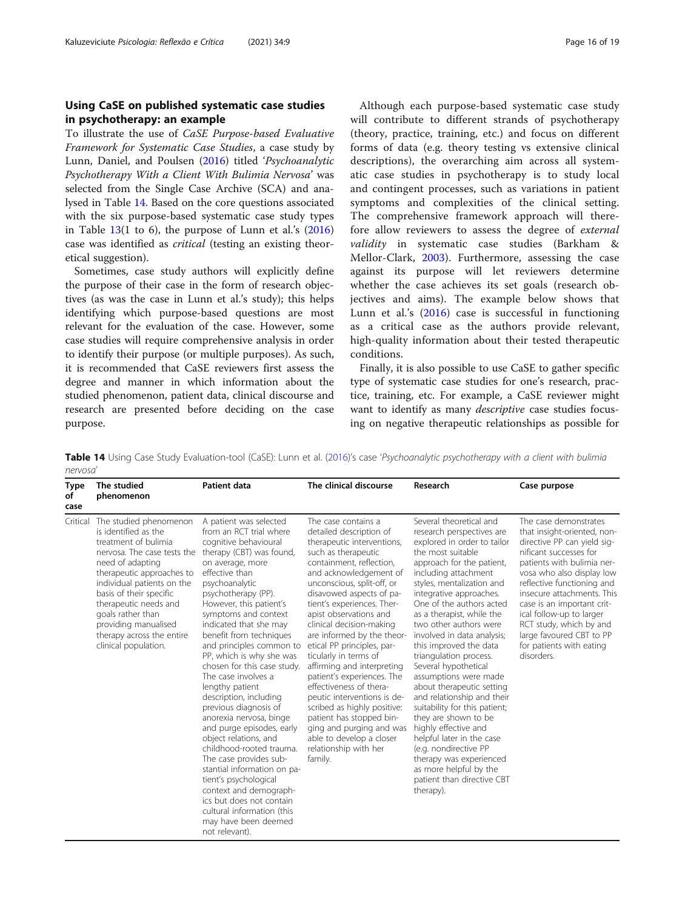## Using CaSE on published systematic case studies in psychotherapy: an example

To illustrate the use of *CaSE Purpose-based Evaluative Framework for Systematic Case Studies*, a case study by Lunn, Daniel, and Poulsen (2016) titled '*Psychoanalytic Psychotherapy With a Client With Bulimia Nervosa*' was selected from the Single Case Archive (SCA) and analysed in Table 14. Based on the core questions associated with the six purpose-based systematic case study types in Table 13(1 to 6), the purpose of Lunn et al.'s (2016) case was identified as *critical* (testing an existing theoretical suggestion).

Sometimes, case study authors will explicitly define the purpose of their case in the form of research objectives (as was the case in Lunn et al.'s study); this helps identifying which purpose-based questions are most relevant for the evaluation of the case. However, some case studies will require comprehensive analysis in order to identify their purpose (or multiple purposes). As such, it is recommended that CaSE reviewers first assess the degree and manner in which information about the studied phenomenon, patient data, clinical discourse and research are presented before deciding on the case purpose.

Although each purpose-based systematic case study will contribute to different strands of psychotherapy (theory, practice, training, etc.) and focus on different forms of data (e.g. theory testing vs extensive clinical descriptions), the overarching aim across all systematic case studies in psychotherapy is to study local and contingent processes, such as variations in patient symptoms and complexities of the clinical setting. The comprehensive framework approach will therefore allow reviewers to assess the degree of *external validity* in systematic case studies (Barkham & Mellor-Clark, 2003). Furthermore, assessing the case against its purpose will let reviewers determine whether the case achieves its set goals (research objectives and aims). The example below shows that Lunn et al.'s (2016) case is successful in functioning as a critical case as the authors provide relevant, high-quality information about their tested therapeutic conditions.

Finally, it is also possible to use CaSE to gather specific type of systematic case studies for one's research, practice, training, etc. For example, a CaSE reviewer might want to identify as many *descriptive* case studies focusing on negative therapeutic relationships as possible for

**Table 14** Using Case Study Evaluation-tool (CaSE): Lunn et al. (2016)'s case '*Psychoanalytic psychotherapy with a client with bulimia nervosa*'

| Type of case | The studied phenomenon | Patient data | The clinical discourse | Research | Case purpose |
|---|---|---|---|---|---|
| Critical | The studied phenomenon is identified as the treatment of bulimia nervosa. The case tests the need of adapting therapeutic approaches to individual patients on the basis of their specific therapeutic needs and goals rather than providing manualised therapy across the entire clinical population. | A patient was selected from an RCT trial where cognitive behavioural therapy (CBT) was found, on average, more effective than psychoanalytic psychotherapy (PP). However, this patient's symptoms and context indicated that she may benefit from techniques and principles common to PP, which is why she was chosen for this case study. The case involves a lengthy patient description, including previous diagnosis of anorexia nervosa, binge and purge episodes, early object relations, and childhood-rooted trauma. The case provides substantial information on patient's psychological context and demographics but does not contain cultural information (this may have been deemed not relevant). | The case contains a detailed description of therapeutic interventions, such as therapeutic containment, reflection, and acknowledgement of unconscious, split-off, or disavowed aspects of patient's experiences. Therapist observations and clinical decision-making are informed by the theoretical PP principles, particularly in terms of affirming and interpreting patient's experiences. The effectiveness of therapeutic interventions is described as highly positive: patient has stopped binging and purging and was able to develop a closer relationship with her family. | Several theoretical and research perspectives are explored in order to tailor the most suitable approach for the patient, including attachment styles, mentalization and integrative approaches. One of the authors acted as a therapist, while the two other authors were involved in data analysis; this improved the data triangulation process. Several hypothetical assumptions were made about therapeutic setting and relationship and their suitability for this patient; they are shown to be highly effective and helpful later in the case (e.g. nondirective PP therapy was experienced as more helpful by the patient than directive CBT therapy). | The case demonstrates that insight-oriented, non-directive PP can yield significant successes for patients with bulimia nervosa who also display low reflective functioning and insecure attachments. This case is an important critical follow-up to larger RCT study, which by and large favoured CBT to PP for patients with eating disorders. |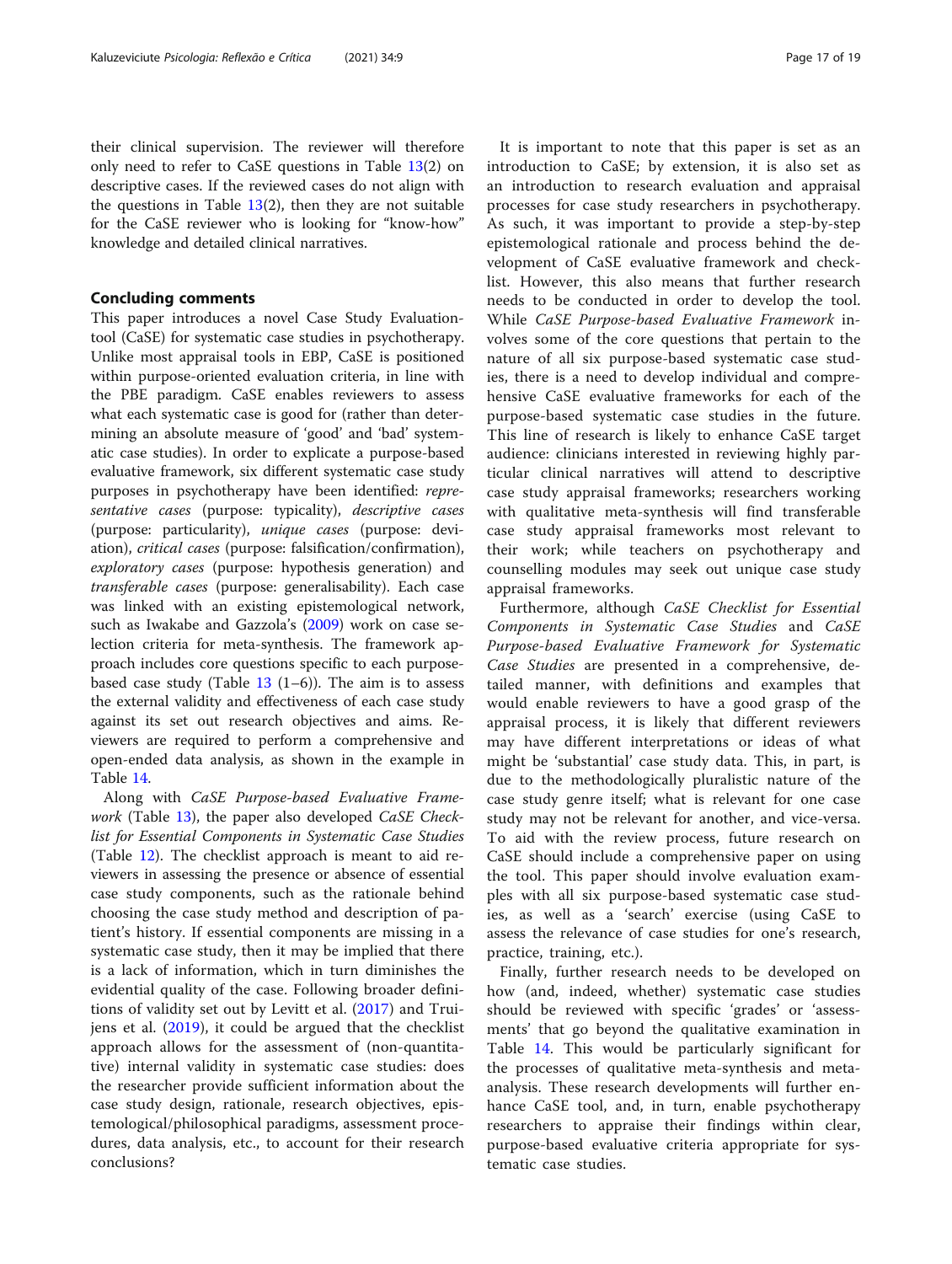their clinical supervision. The reviewer will therefore only need to refer to CaSE questions in Table 13(2) on descriptive cases. If the reviewed cases do not align with the questions in Table 13(2), then they are not suitable for the CaSE reviewer who is looking for "know-how" knowledge and detailed clinical narratives.

## Concluding comments

This paper introduces a novel Case Study Evaluation-tool (CaSE) for systematic case studies in psychotherapy. Unlike most appraisal tools in EBP, CaSE is positioned within purpose-oriented evaluation criteria, in line with the PBE paradigm. CaSE enables reviewers to assess what each systematic case is good for (rather than determining an absolute measure of 'good' and 'bad' systematic case studies). In order to explicate a purpose-based evaluative framework, six different systematic case study purposes in psychotherapy have been identified: *representative cases* (purpose: typicality), *descriptive cases* (purpose: particularity), *unique cases* (purpose: deviation), *critical cases* (purpose: falsification/confirmation), *exploratory cases* (purpose: hypothesis generation) and *transferable cases* (purpose: generalisability). Each case was linked with an existing epistemological network, such as Iwakabe and Gazzola's (2009) work on case selection criteria for meta-synthesis. The framework approach includes core questions specific to each purpose-based case study (Table 13 (1–6)). The aim is to assess the external validity and effectiveness of each case study against its set out research objectives and aims. Reviewers are required to perform a comprehensive and open-ended data analysis, as shown in the example in Table 14.

Along with *CaSE Purpose-based Evaluative Framework* (Table 13), the paper also developed *CaSE Checklist for Essential Components in Systematic Case Studies* (Table 12). The checklist approach is meant to aid reviewers in assessing the presence or absence of essential case study components, such as the rationale behind choosing the case study method and description of patient's history. If essential components are missing in a systematic case study, then it may be implied that there is a lack of information, which in turn diminishes the evidential quality of the case. Following broader definitions of validity set out by Levitt et al. (2017) and Truijens et al. (2019), it could be argued that the checklist approach allows for the assessment of (non-quantitative) internal validity in systematic case studies: does the researcher provide sufficient information about the case study design, rationale, research objectives, epistemological/philosophical paradigms, assessment procedures, data analysis, etc., to account for their research conclusions?

It is important to note that this paper is set as an introduction to CaSE; by extension, it is also set as an introduction to research evaluation and appraisal processes for case study researchers in psychotherapy. As such, it was important to provide a step-by-step epistemological rationale and process behind the development of CaSE evaluative framework and checklist. However, this also means that further research needs to be conducted in order to develop the tool. While *CaSE Purpose-based Evaluative Framework* involves some of the core questions that pertain to the nature of all six purpose-based systematic case studies, there is a need to develop individual and comprehensive CaSE evaluative frameworks for each of the purpose-based systematic case studies in the future. This line of research is likely to enhance CaSE target audience: clinicians interested in reviewing highly particular clinical narratives will attend to descriptive case study appraisal frameworks; researchers working with qualitative meta-synthesis will find transferable case study appraisal frameworks most relevant to their work; while teachers on psychotherapy and counselling modules may seek out unique case study appraisal frameworks.

Furthermore, although *CaSE Checklist for Essential Components in Systematic Case Studies* and *CaSE Purpose-based Evaluative Framework for Systematic Case Studies* are presented in a comprehensive, detailed manner, with definitions and examples that would enable reviewers to have a good grasp of the appraisal process, it is likely that different reviewers may have different interpretations or ideas of what might be 'substantial' case study data. This, in part, is due to the methodologically pluralistic nature of the case study genre itself; what is relevant for one case study may not be relevant for another, and vice-versa. To aid with the review process, future research on CaSE should include a comprehensive paper on using the tool. This paper should involve evaluation examples with all six purpose-based systematic case studies, as well as a 'search' exercise (using CaSE to assess the relevance of case studies for one's research, practice, training, etc.).

Finally, further research needs to be developed on how (and, indeed, whether) systematic case studies should be reviewed with specific 'grades' or 'assessments' that go beyond the qualitative examination in Table 14. This would be particularly significant for the processes of qualitative meta-synthesis and meta-analysis. These research developments will further enhance CaSE tool, and, in turn, enable psychotherapy researchers to appraise their findings within clear, purpose-based evaluative criteria appropriate for systematic case studies.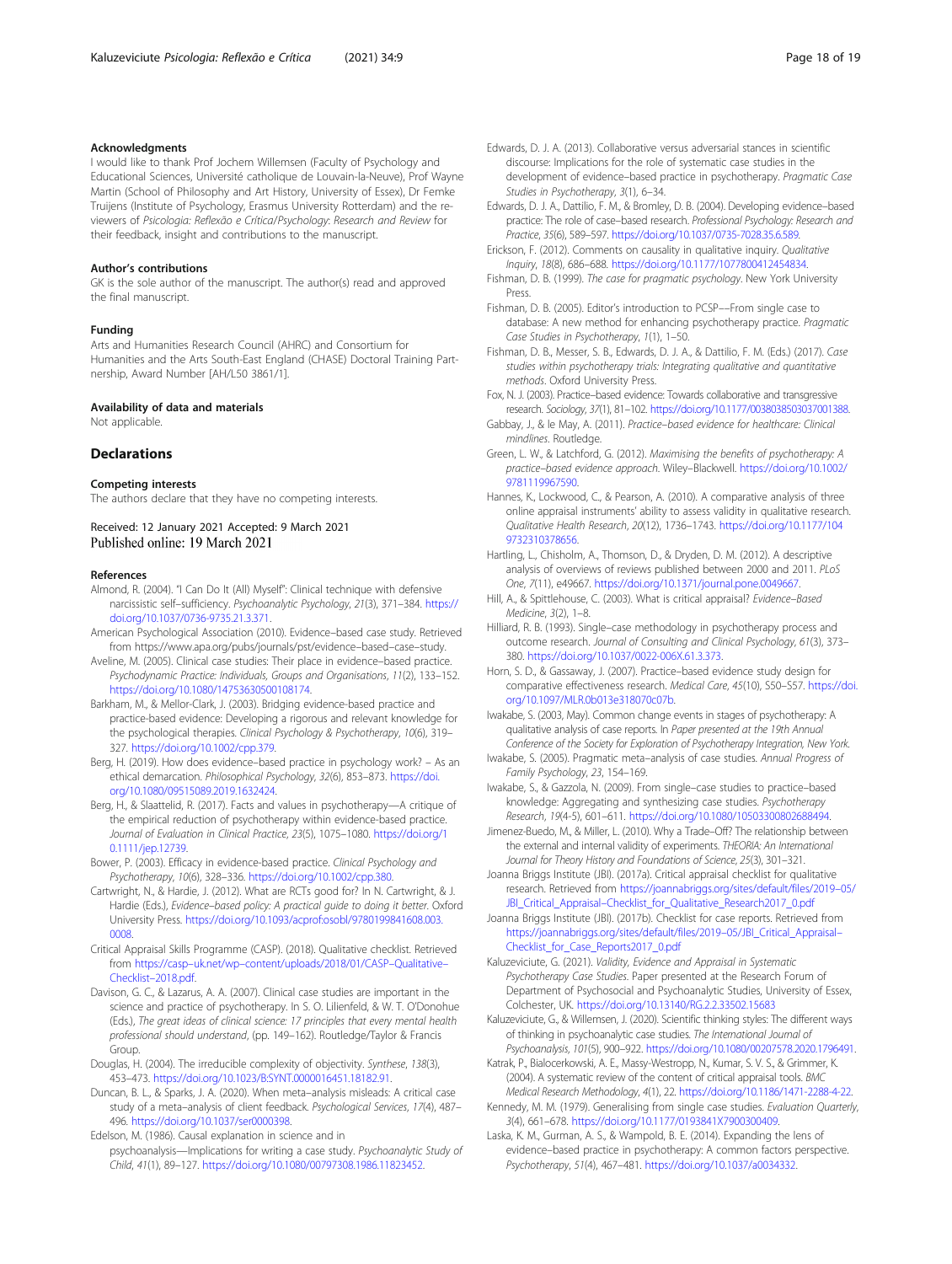### Acknowledgments

I would like to thank Prof Jochem Willemsen (Faculty of Psychology and Educational Sciences, Université catholique de Louvain-la-Neuve), Prof Wayne Martin (School of Philosophy and Art History, University of Essex), Dr Femke Truijens (Institute of Psychology, Erasmus University Rotterdam) and the reviewers of *Psicologia: Reflexão e Crítica/Psychology: Research and Review* for their feedback, insight and contributions to the manuscript.

### Author's contributions

GK is the sole author of the manuscript. The author(s) read and approved the final manuscript.

### Funding

Arts and Humanities Research Council (AHRC) and Consortium for Humanities and the Arts South-East England (CHASE) Doctoral Training Partnership, Award Number [AH/L50 3861/1].

### Availability of data and materials

Not applicable.

## Declarations

### Competing interests

The authors declare that they have no competing interests.

Received: 12 January 2021 Accepted: 9 March 2021
Published online: 19 March 2021

### References

- Almond, R. (2004). "I Can Do It (All) Myself": Clinical technique with defensive narcissistic self–sufficiency. *Psychoanalytic Psychology*, *21*(3), 371–384. https://doi.org/10.1037/0736-9735.21.3.371.
- American Psychological Association (2010). Evidence–based case study. Retrieved from https://www.apa.org/pubs/journals/pst/evidence–based–case–study.
- Aveline, M. (2005). Clinical case studies: Their place in evidence–based practice. *Psychodynamic Practice: Individuals, Groups and Organisations*, *11*(2), 133–152. https://doi.org/10.1080/14753630500108174.
- Barkham, M., & Mellor-Clark, J. (2003). Bridging evidence-based practice and practice-based evidence: Developing a rigorous and relevant knowledge for the psychological therapies. *Clinical Psychology & Psychotherapy*, *10*(6), 319–327. https://doi.org/10.1002/cpp.379.
- Berg, H. (2019). How does evidence–based practice in psychology work? – As an ethical demarcation. *Philosophical Psychology*, *32*(6), 853–873. https://doi.org/10.1080/09515089.2019.1632424.
- Berg, H., & Slaattelid, R. (2017). Facts and values in psychotherapy—A critique of the empirical reduction of psychotherapy within evidence-based practice. *Journal of Evaluation in Clinical Practice*, *23*(5), 1075–1080. https://doi.org/10.1111/jep.12739.
- Bower, P. (2003). Efficacy in evidence-based practice. *Clinical Psychology and Psychotherapy*, *10*(6), 328–336. https://doi.org/10.1002/cpp.380.
- Cartwright, N., & Hardie, J. (2012). What are RCTs good for? In N. Cartwright, & J. Hardie (Eds.), *Evidence–based policy: A practical guide to doing it better*. Oxford University Press. https://doi.org/10.1093/acprof:osobl/9780199841608.003.0008.
- Critical Appraisal Skills Programme (CASP). (2018). Qualitative checklist. Retrieved from https://casp–uk.net/wp–content/uploads/2018/01/CASP–Qualitative–Checklist–2018.pdf.
- Davison, G. C., & Lazarus, A. A. (2007). Clinical case studies are important in the science and practice of psychotherapy. In S. O. Lilienfeld, & W. T. O'Donohue (Eds.), *The great ideas of clinical science: 17 principles that every mental health professional should understand*, (pp. 149–162). Routledge/Taylor & Francis Group.
- Douglas, H. (2004). The irreducible complexity of objectivity. *Synthese*, *138*(3), 453–473. https://doi.org/10.1023/B:SYNT.0000016451.18182.91.
- Duncan, B. L., & Sparks, J. A. (2020). When meta–analysis misleads: A critical case study of a meta–analysis of client feedback. *Psychological Services*, *17*(4), 487–496. https://doi.org/10.1037/ser0000398.
- Edelson, M. (1986). Causal explanation in science and in psychoanalysis—Implications for writing a case study. *Psychoanalytic Study of Child*, *41*(1), 89–127. https://doi.org/10.1080/00797308.1986.11823452.
- Edwards, D. J. A. (2013). Collaborative versus adversarial stances in scientific discourse: Implications for the role of systematic case studies in the development of evidence–based practice in psychotherapy. *Pragmatic Case Studies in Psychotherapy*, *3*(1), 6–34.
- Edwards, D. J. A., Dattilio, F. M., & Bromley, D. B. (2004). Developing evidence–based practice: The role of case–based research. *Professional Psychology: Research and Practice*, *35*(6), 589–597. https://doi.org/10.1037/0735-7028.35.6.589.
- Erickson, F. (2012). Comments on causality in qualitative inquiry. *Qualitative Inquiry*, *18*(8), 686–688. https://doi.org/10.1177/1077800412454834.
- Fishman, D. B. (1999). *The case for pragmatic psychology*. New York University Press.
- Fishman, D. B. (2005). Editor's introduction to PCSP––From single case to database: A new method for enhancing psychotherapy practice. *Pragmatic Case Studies in Psychotherapy*, *1*(1), 1–50.
- Fishman, D. B., Messer, S. B., Edwards, D. J. A., & Dattilio, F. M. (Eds.) (2017). *Case studies within psychotherapy trials: Integrating qualitative and quantitative methods*. Oxford University Press.
- Fox, N. J. (2003). Practice–based evidence: Towards collaborative and transgressive research. *Sociology*, *37*(1), 81–102. https://doi.org/10.1177/0038038503037001388.
- Gabbay, J., & le May, A. (2011). *Practice–based evidence for healthcare: Clinical mindlines*. Routledge.
- Green, L. W., & Latchford, G. (2012). *Maximising the benefits of psychotherapy: A practice–based evidence approach*. Wiley–Blackwell. https://doi.org/10.1002/9781119967590.
- Hannes, K., Lockwood, C., & Pearson, A. (2010). A comparative analysis of three online appraisal instruments' ability to assess validity in qualitative research. *Qualitative Health Research*, *20*(12), 1736–1743. https://doi.org/10.1177/1049732310378656.
- Hartling, L., Chisholm, A., Thomson, D., & Dryden, D. M. (2012). A descriptive analysis of overviews of reviews published between 2000 and 2011. *PLoS One*, *7*(11), e49667. https://doi.org/10.1371/journal.pone.0049667.
- Hill, A., & Spittlehouse, C. (2003). What is critical appraisal? *Evidence–Based Medicine*, *3*(2), 1–8.
- Hilliard, R. B. (1993). Single–case methodology in psychotherapy process and outcome research. *Journal of Consulting and Clinical Psychology*, *61*(3), 373–380. https://doi.org/10.1037/0022-006X.61.3.373.
- Horn, S. D., & Gassaway, J. (2007). Practice–based evidence study design for comparative effectiveness research. *Medical Care*, *45*(10), S50–S57. https://doi.org/10.1097/MLR.0b013e318070c07b.
- Iwakabe, S. (2003, May). Common change events in stages of psychotherapy: A qualitative analysis of case reports. In *Paper presented at the 19th Annual Conference of the Society for Exploration of Psychotherapy Integration, New York*.
- Iwakabe, S. (2005). Pragmatic meta–analysis of case studies. *Annual Progress of Family Psychology*, *23*, 154–169.
- Iwakabe, S., & Gazzola, N. (2009). From single–case studies to practice–based knowledge: Aggregating and synthesizing case studies. *Psychotherapy Research*, *19*(4-5), 601–611. https://doi.org/10.1080/10503300802688494.
- Jimenez-Buedo, M., & Miller, L. (2010). Why a Trade–Off? The relationship between the external and internal validity of experiments. *THEORIA: An International Journal for Theory History and Foundations of Science*, *25*(3), 301–321.
- Joanna Briggs Institute (JBI). (2017a). Critical appraisal checklist for qualitative research. Retrieved from https://joannabriggs.org/sites/default/files/2019–05/JBI_Critical_Appraisal–Checklist_for_Qualitative_Research2017_0.pdf
- Joanna Briggs Institute (JBI). (2017b). Checklist for case reports. Retrieved from https://joannabriggs.org/sites/default/files/2019–05/JBI_Critical_Appraisal–Checklist_for_Case_Reports2017_0.pdf
- Kaluzeviciute, G. (2021). *Validity, Evidence and Appraisal in Systematic Psychotherapy Case Studies*. Paper presented at the Research Forum of Department of Psychosocial and Psychoanalytic Studies, University of Essex, Colchester, UK. https://doi.org/10.13140/RG.2.2.33502.15683
- Kaluzeviciute, G., & Willemsen, J. (2020). Scientific thinking styles: The different ways of thinking in psychoanalytic case studies. *The International Journal of Psychoanalysis*, *101*(5), 900–922. https://doi.org/10.1080/00207578.2020.1796491.
- Katrak, P., Bialocerkowski, A. E., Massy-Westropp, N., Kumar, S. V. S., & Grimmer, K. (2004). A systematic review of the content of critical appraisal tools. *BMC Medical Research Methodology*, *4*(1), 22. https://doi.org/10.1186/1471-2288-4-22.
- Kennedy, M. M. (1979). Generalising from single case studies. *Evaluation Quarterly*, *3*(4), 661–678. https://doi.org/10.1177/0193841X7900300409.
- Laska, K. M., Gurman, A. S., & Wampold, B. E. (2014). Expanding the lens of evidence–based practice in psychotherapy: A common factors perspective. *Psychotherapy*, *51*(4), 467–481. https://doi.org/10.1037/a0034332.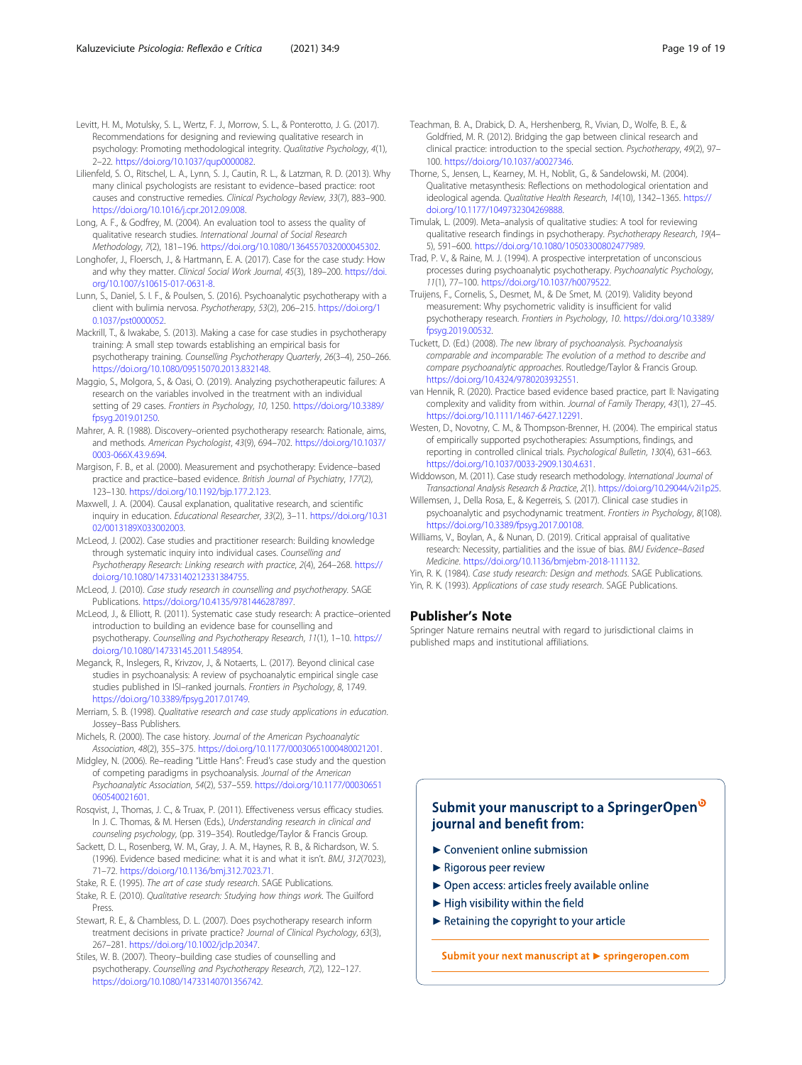Levitt, H. M., Motulsky, S. L., Wertz, F. J., Morrow, S. L., & Ponterotto, J. G. (2017). Recommendations for designing and reviewing qualitative research in psychology: Promoting methodological integrity. *Qualitative Psychology*, *4*(1), 2–22. https://doi.org/10.1037/qup0000082.

Lilienfeld, S. O., Ritschel, L. A., Lynn, S. J., Cautin, R. L., & Latzman, R. D. (2013). Why many clinical psychologists are resistant to evidence–based practice: root causes and constructive remedies. *Clinical Psychology Review*, *33*(7), 883–900. https://doi.org/10.1016/j.cpr.2012.09.008.

Long, A. F., & Godfrey, M. (2004). An evaluation tool to assess the quality of qualitative research studies. *International Journal of Social Research Methodology*, *7*(2), 181–196. https://doi.org/10.1080/1364557032000045302.

Longhofer, J., Floersch, J., & Hartmann, E. A. (2017). Case for the case study: How and why they matter. *Clinical Social Work Journal*, *45*(3), 189–200. https://doi.org/10.1007/s10615-017-0631-8.

Lunn, S., Daniel, S. I. F., & Poulsen, S. (2016). Psychoanalytic psychotherapy with a client with bulimia nervosa. *Psychotherapy*, *53*(2), 206–215. https://doi.org/10.1037/pst0000052.

Mackrill, T., & Iwakabe, S. (2013). Making a case for case studies in psychotherapy training: A small step towards establishing an empirical basis for psychotherapy training. *Counselling Psychotherapy Quarterly*, *26*(3–4), 250–266. https://doi.org/10.1080/09515070.2013.832148.

Maggio, S., Molgora, S., & Oasi, O. (2019). Analyzing psychotherapeutic failures: A research on the variables involved in the treatment with an individual setting of 29 cases. *Frontiers in Psychology*, *10*, 1250. https://doi.org/10.3389/fpsyg.2019.01250.

Mahrer, A. R. (1988). Discovery–oriented psychotherapy research: Rationale, aims, and methods. *American Psychologist*, *43*(9), 694–702. https://doi.org/10.1037/0003-066X.43.9.694.

Margison, F. B., et al. (2000). Measurement and psychotherapy: Evidence–based practice and practice–based evidence. *British Journal of Psychiatry*, *177*(2), 123–130. https://doi.org/10.1192/bjp.177.2.123.

Maxwell, J. A. (2004). Causal explanation, qualitative research, and scientific inquiry in education. *Educational Researcher*, *33*(2), 3–11. https://doi.org/10.3102/0013189X033002003.

McLeod, J. (2002). Case studies and practitioner research: Building knowledge through systematic inquiry into individual cases. *Counselling and Psychotherapy Research: Linking research with practice*, *2*(4), 264–268. https://doi.org/10.1080/14733140212331384755.

McLeod, J. (2010). *Case study research in counselling and psychotherapy*. SAGE Publications. https://doi.org/10.4135/9781446287897.

McLeod, J., & Elliott, R. (2011). Systematic case study research: A practice–oriented introduction to building an evidence base for counselling and psychotherapy. *Counselling and Psychotherapy Research*, *11*(1), 1–10. https://doi.org/10.1080/14733145.2011.548954.

Meganck, R., Inslegers, R., Krivzov, J., & Notaerts, L. (2017). Beyond clinical case studies in psychoanalysis: A review of psychoanalytic empirical single case studies published in ISI–ranked journals. *Frontiers in Psychology*, *8*, 1749. https://doi.org/10.3389/fpsyg.2017.01749.

Merriam, S. B. (1998). *Qualitative research and case study applications in education*. Jossey–Bass Publishers.

Michels, R. (2000). The case history. *Journal of the American Psychoanalytic Association*, *48*(2), 355–375. https://doi.org/10.1177/00030651000480021201.

Midgley, N. (2006). Re–reading "Little Hans": Freud's case study and the question of competing paradigms in psychoanalysis. *Journal of the American Psychoanalytic Association*, *54*(2), 537–559. https://doi.org/10.1177/00030651060540021601.

Rosqvist, J., Thomas, J. C., & Truax, P. (2011). Effectiveness versus efficacy studies. In J. C. Thomas, & M. Hersen (Eds.), *Understanding research in clinical and counseling psychology*, (pp. 319–354). Routledge/Taylor & Francis Group.

Sackett, D. L., Rosenberg, W. M., Gray, J. A. M., Haynes, R. B., & Richardson, W. S. (1996). Evidence based medicine: what it is and what it isn't. *BMJ*, *312*(7023), 71–72. https://doi.org/10.1136/bmj.312.7023.71.

Stake, R. E. (1995). *The art of case study research*. SAGE Publications.

Stake, R. E. (2010). *Qualitative research: Studying how things work*. The Guilford Press.

Stewart, R. E., & Chambless, D. L. (2007). Does psychotherapy research inform treatment decisions in private practice? *Journal of Clinical Psychology*, *63*(3), 267–281. https://doi.org/10.1002/jclp.20347.

Stiles, W. B. (2007). Theory–building case studies of counselling and psychotherapy. *Counselling and Psychotherapy Research*, *7*(2), 122–127. https://doi.org/10.1080/14733140701356742.

Teachman, B. A., Drabick, D. A., Hershenberg, R., Vivian, D., Wolfe, B. E., & Goldfried, M. R. (2012). Bridging the gap between clinical research and clinical practice: introduction to the special section. *Psychotherapy*, *49*(2), 97–100. https://doi.org/10.1037/a0027346.

Thorne, S., Jensen, L., Kearney, M. H., Noblit, G., & Sandelowski, M. (2004). Qualitative metasynthesis: Reflections on methodological orientation and ideological agenda. *Qualitative Health Research*, *14*(10), 1342–1365. https://doi.org/10.1177/1049732304269888.

Timulak, L. (2009). Meta–analysis of qualitative studies: A tool for reviewing qualitative research findings in psychotherapy. *Psychotherapy Research*, *19*(4–5), 591–600. https://doi.org/10.1080/10503300802477989.

Trad, P. V., & Raine, M. J. (1994). A prospective interpretation of unconscious processes during psychoanalytic psychotherapy. *Psychoanalytic Psychology*, *11*(1), 77–100. https://doi.org/10.1037/h0079522.

Truijens, F., Cornelis, S., Desmet, M., & De Smet, M. (2019). Validity beyond measurement: Why psychometric validity is insufficient for valid psychotherapy research. *Frontiers in Psychology*, *10*. https://doi.org/10.3389/fpsyg.2019.00532.

Tuckett, D. (Ed.) (2008). *The new library of psychoanalysis. Psychoanalysis comparable and incomparable: The evolution of a method to describe and compare psychoanalytic approaches*. Routledge/Taylor & Francis Group. https://doi.org/10.4324/9780203932551.

van Hennik, R. (2020). Practice based evidence based practice, part II: Navigating complexity and validity from within. *Journal of Family Therapy*, *43*(1), 27–45. https://doi.org/10.1111/1467-6427.12291.

Westen, D., Novotny, C. M., & Thompson-Brenner, H. (2004). The empirical status of empirically supported psychotherapies: Assumptions, findings, and reporting in controlled clinical trials. *Psychological Bulletin*, *130*(4), 631–663. https://doi.org/10.1037/0033-2909.130.4.631.

Widdowson, M. (2011). Case study research methodology. *International Journal of Transactional Analysis Research & Practice*, *2*(1). https://doi.org/10.29044/v2i1p25.

Willemsen, J., Della Rosa, E., & Kegerreis, S. (2017). Clinical case studies in psychoanalytic and psychodynamic treatment. *Frontiers in Psychology*, *8*(108). https://doi.org/10.3389/fpsyg.2017.00108.

Williams, V., Boylan, A., & Nunan, D. (2019). Critical appraisal of qualitative research: Necessity, partialities and the issue of bias. *BMJ Evidence–Based Medicine*. https://doi.org/10.1136/bmjebm-2018-111132.

Yin, R. K. (1984). *Case study research: Design and methods*. SAGE Publications.

Yin, R. K. (1993). *Applications of case study research*. SAGE Publications.

## Publisher's Note

Springer Nature remains neutral with regard to jurisdictional claims in published maps and institutional affiliations.

**Submit your manuscript to a SpringerOpen journal and benefit from:**

- Convenient online submission
- Rigorous peer review
- Open access: articles freely available online
- High visibility within the field
- Retaining the copyright to your article

**Submit your next manuscript at ▶ springeropen.com**